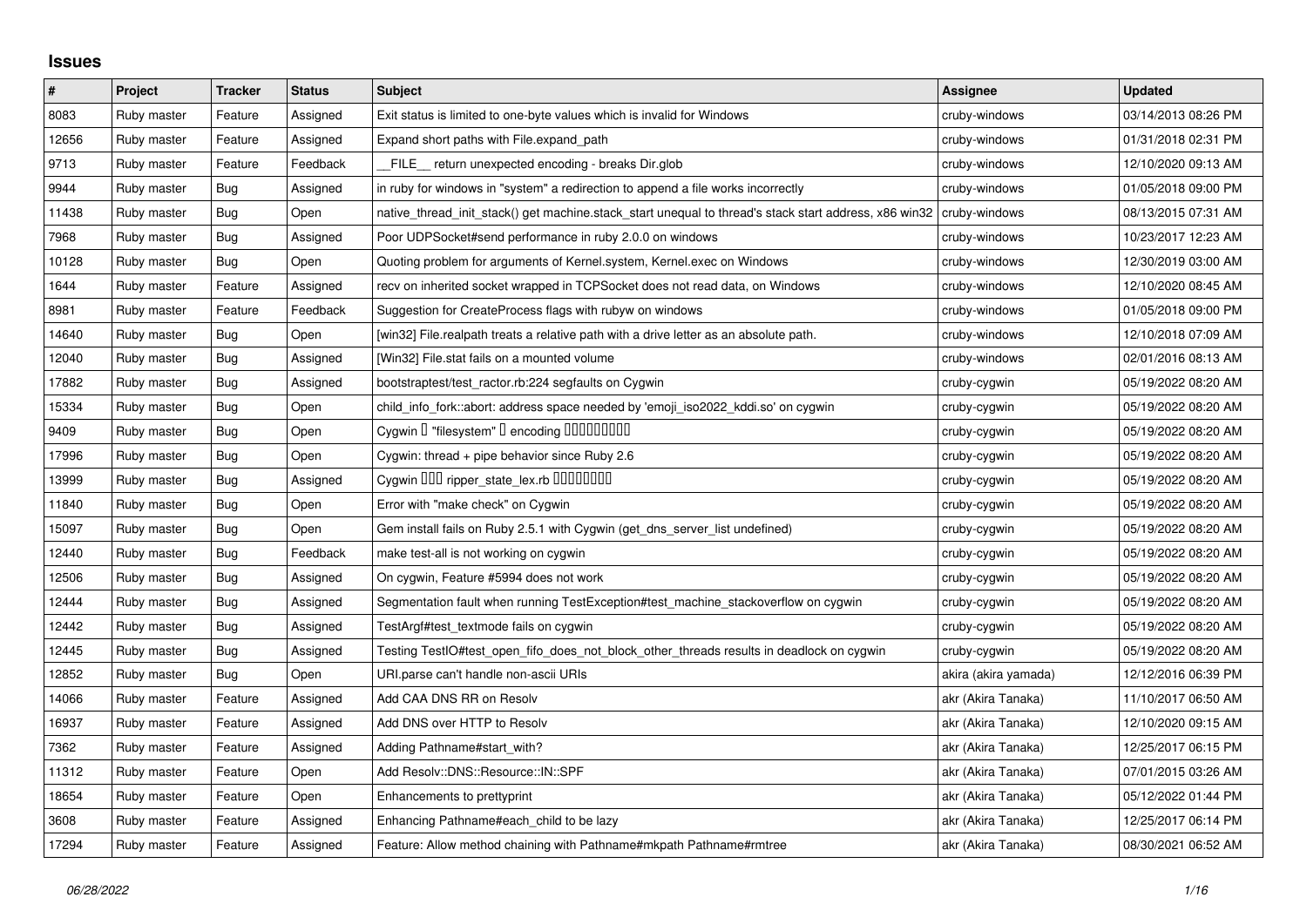## Issues

| # | Project | Tracker | Status | Subject | Assignee | Updated |
|---|---|---|---|---|---|---|
| 8083 | Ruby master | Feature | Assigned | Exit status is limited to one-byte values which is invalid for Windows | cruby-windows | 03/14/2013 08:26 PM |
| 12656 | Ruby master | Feature | Assigned | Expand short paths with File.expand_path | cruby-windows | 01/31/2018 02:31 PM |
| 9713 | Ruby master | Feature | Feedback | __FILE__ return unexpected encoding - breaks Dir.glob | cruby-windows | 12/10/2020 09:13 AM |
| 9944 | Ruby master | Bug | Assigned | in ruby for windows in "system" a redirection to append a file works incorrectly | cruby-windows | 01/05/2018 09:00 PM |
| 11438 | Ruby master | Bug | Open | native_thread_init_stack() get machine.stack_start unequal to thread's stack start address, x86 win32 | cruby-windows | 08/13/2015 07:31 AM |
| 7968 | Ruby master | Bug | Assigned | Poor UDPSocket#send performance in ruby 2.0.0 on windows | cruby-windows | 10/23/2017 12:23 AM |
| 10128 | Ruby master | Bug | Open | Quoting problem for arguments of Kernel.system, Kernel.exec on Windows | cruby-windows | 12/30/2019 03:00 AM |
| 1644 | Ruby master | Feature | Assigned | recv on inherited socket wrapped in TCPSocket does not read data, on Windows | cruby-windows | 12/10/2020 08:45 AM |
| 8981 | Ruby master | Feature | Feedback | Suggestion for CreateProcess flags with rubyw on windows | cruby-windows | 01/05/2018 09:00 PM |
| 14640 | Ruby master | Bug | Open | [win32] File.realpath treats a relative path with a drive letter as an absolute path. | cruby-windows | 12/10/2018 07:09 AM |
| 12040 | Ruby master | Bug | Assigned | [Win32] File.stat fails on a mounted volume | cruby-windows | 02/01/2016 08:13 AM |
| 17882 | Ruby master | Bug | Assigned | bootstraptest/test_ractor.rb:224 segfaults on Cygwin | cruby-cygwin | 05/19/2022 08:20 AM |
| 15334 | Ruby master | Bug | Open | child_info_fork::abort: address space needed by 'emoji_iso2022_kddi.so' on cygwin | cruby-cygwin | 05/19/2022 08:20 AM |
| 9409 | Ruby master | Bug | Open | Cygwin � "filesystem" � encoding ��������� | cruby-cygwin | 05/19/2022 08:20 AM |
| 17996 | Ruby master | Bug | Open | Cygwin: thread + pipe behavior since Ruby 2.6 | cruby-cygwin | 05/19/2022 08:20 AM |
| 13999 | Ruby master | Bug | Assigned | Cygwin ��� ripper_state_lex.rb �������� | cruby-cygwin | 05/19/2022 08:20 AM |
| 11840 | Ruby master | Bug | Open | Error with "make check" on Cygwin | cruby-cygwin | 05/19/2022 08:20 AM |
| 15097 | Ruby master | Bug | Open | Gem install fails on Ruby 2.5.1 with Cygwin (get_dns_server_list undefined) | cruby-cygwin | 05/19/2022 08:20 AM |
| 12440 | Ruby master | Bug | Feedback | make test-all is not working on cygwin | cruby-cygwin | 05/19/2022 08:20 AM |
| 12506 | Ruby master | Bug | Assigned | On cygwin, Feature #5994 does not work | cruby-cygwin | 05/19/2022 08:20 AM |
| 12444 | Ruby master | Bug | Assigned | Segmentation fault when running TestException#test_machine_stackoverflow on cygwin | cruby-cygwin | 05/19/2022 08:20 AM |
| 12442 | Ruby master | Bug | Assigned | TestArgf#test_textmode fails on cygwin | cruby-cygwin | 05/19/2022 08:20 AM |
| 12445 | Ruby master | Bug | Assigned | Testing TestIO#test_open_fifo_does_not_block_other_threads results in deadlock on cygwin | cruby-cygwin | 05/19/2022 08:20 AM |
| 12852 | Ruby master | Bug | Open | URI.parse can't handle non-ascii URIs | akira (akira yamada) | 12/12/2016 06:39 PM |
| 14066 | Ruby master | Feature | Assigned | Add CAA DNS RR on Resolv | akr (Akira Tanaka) | 11/10/2017 06:50 AM |
| 16937 | Ruby master | Feature | Assigned | Add DNS over HTTP to Resolv | akr (Akira Tanaka) | 12/10/2020 09:15 AM |
| 7362 | Ruby master | Feature | Assigned | Adding Pathname#start_with? | akr (Akira Tanaka) | 12/25/2017 06:15 PM |
| 11312 | Ruby master | Feature | Open | Add Resolv::DNS::Resource::IN::SPF | akr (Akira Tanaka) | 07/01/2015 03:26 AM |
| 18654 | Ruby master | Feature | Open | Enhancements to prettyprint | akr (Akira Tanaka) | 05/12/2022 01:44 PM |
| 3608 | Ruby master | Feature | Assigned | Enhancing Pathname#each_child to be lazy | akr (Akira Tanaka) | 12/25/2017 06:14 PM |
| 17294 | Ruby master | Feature | Assigned | Feature: Allow method chaining with Pathname#mkpath Pathname#rmtree | akr (Akira Tanaka) | 08/30/2021 06:52 AM |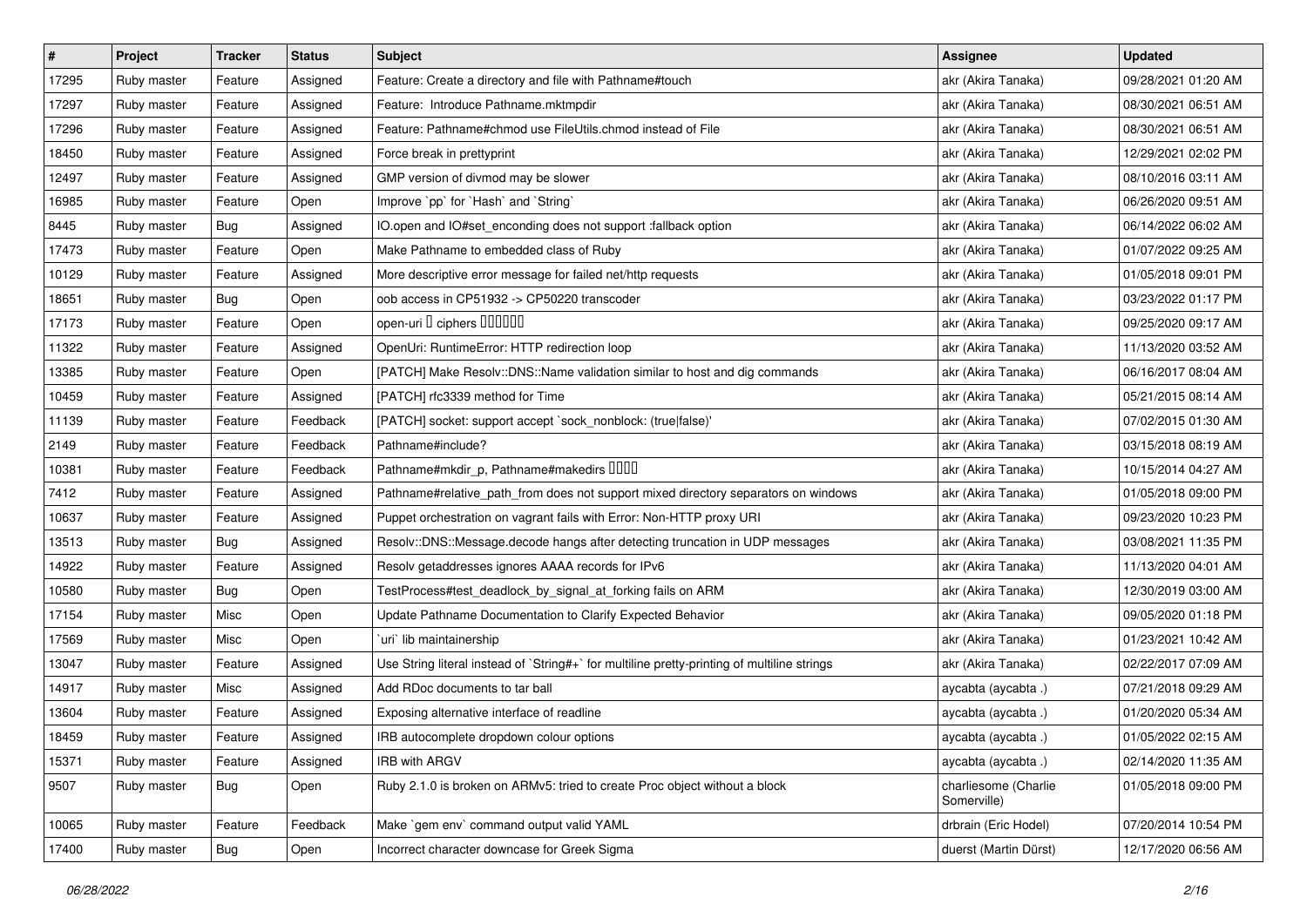| # | Project | Tracker | Status | Subject | Assignee | Updated |
|---|---|---|---|---|---|---|
| 17295 | Ruby master | Feature | Assigned | Feature: Create a directory and file with Pathname#touch | akr (Akira Tanaka) | 09/28/2021 01:20 AM |
| 17297 | Ruby master | Feature | Assigned | Feature: Introduce Pathname.mktmpdir | akr (Akira Tanaka) | 08/30/2021 06:51 AM |
| 17296 | Ruby master | Feature | Assigned | Feature: Pathname#chmod use FileUtils.chmod instead of File | akr (Akira Tanaka) | 08/30/2021 06:51 AM |
| 18450 | Ruby master | Feature | Assigned | Force break in prettyprint | akr (Akira Tanaka) | 12/29/2021 02:02 PM |
| 12497 | Ruby master | Feature | Assigned | GMP version of divmod may be slower | akr (Akira Tanaka) | 08/10/2016 03:11 AM |
| 16985 | Ruby master | Feature | Open | Improve `pp` for `Hash` and `String` | akr (Akira Tanaka) | 06/26/2020 09:51 AM |
| 8445 | Ruby master | Bug | Assigned | IO.open and IO#set_enconding does not support :fallback option | akr (Akira Tanaka) | 06/14/2022 06:02 AM |
| 17473 | Ruby master | Feature | Open | Make Pathname to embedded class of Ruby | akr (Akira Tanaka) | 01/07/2022 09:25 AM |
| 10129 | Ruby master | Feature | Assigned | More descriptive error message for failed net/http requests | akr (Akira Tanaka) | 01/05/2018 09:01 PM |
| 18651 | Ruby master | Bug | Open | oob access in CP51932 -> CP50220 transcoder | akr (Akira Tanaka) | 03/23/2022 01:17 PM |
| 17173 | Ruby master | Feature | Open | open-uri � ciphers ������ | akr (Akira Tanaka) | 09/25/2020 09:17 AM |
| 11322 | Ruby master | Feature | Assigned | OpenUri: RuntimeError: HTTP redirection loop | akr (Akira Tanaka) | 11/13/2020 03:52 AM |
| 13385 | Ruby master | Feature | Open | [PATCH] Make Resolv::DNS::Name validation similar to host and dig commands | akr (Akira Tanaka) | 06/16/2017 08:04 AM |
| 10459 | Ruby master | Feature | Assigned | [PATCH] rfc3339 method for Time | akr (Akira Tanaka) | 05/21/2015 08:14 AM |
| 11139 | Ruby master | Feature | Feedback | [PATCH] socket: support accept `sock_nonblock: (true\|false)' | akr (Akira Tanaka) | 07/02/2015 01:30 AM |
| 2149 | Ruby master | Feature | Feedback | Pathname#include? | akr (Akira Tanaka) | 03/15/2018 08:19 AM |
| 10381 | Ruby master | Feature | Feedback | Pathname#mkdir_p, Pathname#makedirs ���� | akr (Akira Tanaka) | 10/15/2014 04:27 AM |
| 7412 | Ruby master | Feature | Assigned | Pathname#relative_path_from does not support mixed directory separators on windows | akr (Akira Tanaka) | 01/05/2018 09:00 PM |
| 10637 | Ruby master | Feature | Assigned | Puppet orchestration on vagrant fails with Error: Non-HTTP proxy URI | akr (Akira Tanaka) | 09/23/2020 10:23 PM |
| 13513 | Ruby master | Bug | Assigned | Resolv::DNS::Message.decode hangs after detecting truncation in UDP messages | akr (Akira Tanaka) | 03/08/2021 11:35 PM |
| 14922 | Ruby master | Feature | Assigned | Resolv getaddresses ignores AAAA records for IPv6 | akr (Akira Tanaka) | 11/13/2020 04:01 AM |
| 10580 | Ruby master | Bug | Open | TestProcess#test_deadlock_by_signal_at_forking fails on ARM | akr (Akira Tanaka) | 12/30/2019 03:00 AM |
| 17154 | Ruby master | Misc | Open | Update Pathname Documentation to Clarify Expected Behavior | akr (Akira Tanaka) | 09/05/2020 01:18 PM |
| 17569 | Ruby master | Misc | Open | `uri` lib maintainership | akr (Akira Tanaka) | 01/23/2021 10:42 AM |
| 13047 | Ruby master | Feature | Assigned | Use String literal instead of `String#+` for multiline pretty-printing of multiline strings | akr (Akira Tanaka) | 02/22/2017 07:09 AM |
| 14917 | Ruby master | Misc | Assigned | Add RDoc documents to tar ball | aycabta (aycabta .) | 07/21/2018 09:29 AM |
| 13604 | Ruby master | Feature | Assigned | Exposing alternative interface of readline | aycabta (aycabta .) | 01/20/2020 05:34 AM |
| 18459 | Ruby master | Feature | Assigned | IRB autocomplete dropdown colour options | aycabta (aycabta .) | 01/05/2022 02:15 AM |
| 15371 | Ruby master | Feature | Assigned | IRB with ARGV | aycabta (aycabta .) | 02/14/2020 11:35 AM |
| 9507 | Ruby master | Bug | Open | Ruby 2.1.0 is broken on ARMv5: tried to create Proc object without a block | charliesome (Charlie Somerville) | 01/05/2018 09:00 PM |
| 10065 | Ruby master | Feature | Feedback | Make `gem env` command output valid YAML | drbrain (Eric Hodel) | 07/20/2014 10:54 PM |
| 17400 | Ruby master | Bug | Open | Incorrect character downcase for Greek Sigma | duerst (Martin Dürst) | 12/17/2020 06:56 AM |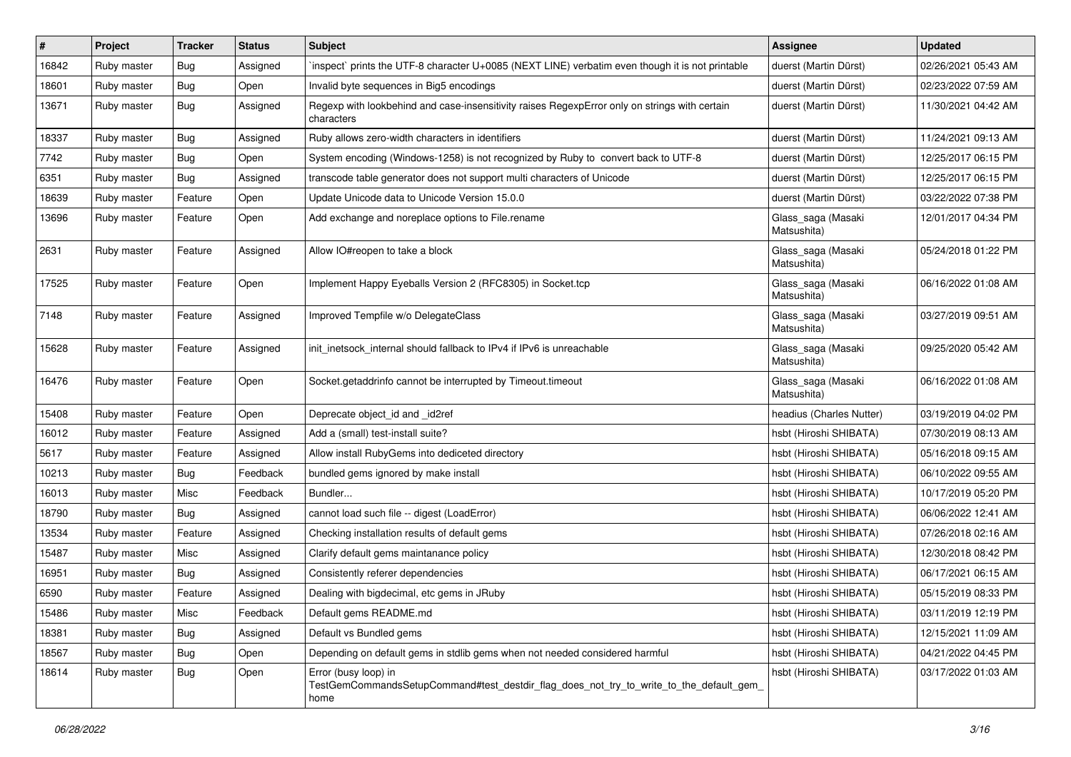| # | Project | Tracker | Status | Subject | Assignee | Updated |
|---|---|---|---|---|---|---|
| 16842 | Ruby master | Bug | Assigned | `inspect` prints the UTF-8 character U+0085 (NEXT LINE) verbatim even though it is not printable | duerst (Martin Dürst) | 02/26/2021 05:43 AM |
| 18601 | Ruby master | Bug | Open | Invalid byte sequences in Big5 encodings | duerst (Martin Dürst) | 02/23/2022 07:59 AM |
| 13671 | Ruby master | Bug | Assigned | Regexp with lookbehind and case-insensitivity raises RegexpError only on strings with certain characters | duerst (Martin Dürst) | 11/30/2021 04:42 AM |
| 18337 | Ruby master | Bug | Assigned | Ruby allows zero-width characters in identifiers | duerst (Martin Dürst) | 11/24/2021 09:13 AM |
| 7742 | Ruby master | Bug | Open | System encoding (Windows-1258) is not recognized by Ruby to convert back to UTF-8 | duerst (Martin Dürst) | 12/25/2017 06:15 PM |
| 6351 | Ruby master | Bug | Assigned | transcode table generator does not support multi characters of Unicode | duerst (Martin Dürst) | 12/25/2017 06:15 PM |
| 18639 | Ruby master | Feature | Open | Update Unicode data to Unicode Version 15.0.0 | duerst (Martin Dürst) | 03/22/2022 07:38 PM |
| 13696 | Ruby master | Feature | Open | Add exchange and noreplace options to File.rename | Glass_saga (Masaki Matsushita) | 12/01/2017 04:34 PM |
| 2631 | Ruby master | Feature | Assigned | Allow IO#reopen to take a block | Glass_saga (Masaki Matsushita) | 05/24/2018 01:22 PM |
| 17525 | Ruby master | Feature | Open | Implement Happy Eyeballs Version 2 (RFC8305) in Socket.tcp | Glass_saga (Masaki Matsushita) | 06/16/2022 01:08 AM |
| 7148 | Ruby master | Feature | Assigned | Improved Tempfile w/o DelegateClass | Glass_saga (Masaki Matsushita) | 03/27/2019 09:51 AM |
| 15628 | Ruby master | Feature | Assigned | init_inetsock_internal should fallback to IPv4 if IPv6 is unreachable | Glass_saga (Masaki Matsushita) | 09/25/2020 05:42 AM |
| 16476 | Ruby master | Feature | Open | Socket.getaddrinfo cannot be interrupted by Timeout.timeout | Glass_saga (Masaki Matsushita) | 06/16/2022 01:08 AM |
| 15408 | Ruby master | Feature | Open | Deprecate object_id and _id2ref | headius (Charles Nutter) | 03/19/2019 04:02 PM |
| 16012 | Ruby master | Feature | Assigned | Add a (small) test-install suite? | hsbt (Hiroshi SHIBATA) | 07/30/2019 08:13 AM |
| 5617 | Ruby master | Feature | Assigned | Allow install RubyGems into dediceted directory | hsbt (Hiroshi SHIBATA) | 05/16/2018 09:15 AM |
| 10213 | Ruby master | Bug | Feedback | bundled gems ignored by make install | hsbt (Hiroshi SHIBATA) | 06/10/2022 09:55 AM |
| 16013 | Ruby master | Misc | Feedback | Bundler... | hsbt (Hiroshi SHIBATA) | 10/17/2019 05:20 PM |
| 18790 | Ruby master | Bug | Assigned | cannot load such file -- digest (LoadError) | hsbt (Hiroshi SHIBATA) | 06/06/2022 12:41 AM |
| 13534 | Ruby master | Feature | Assigned | Checking installation results of default gems | hsbt (Hiroshi SHIBATA) | 07/26/2018 02:16 AM |
| 15487 | Ruby master | Misc | Assigned | Clarify default gems maintanance policy | hsbt (Hiroshi SHIBATA) | 12/30/2018 08:42 PM |
| 16951 | Ruby master | Bug | Assigned | Consistently referer dependencies | hsbt (Hiroshi SHIBATA) | 06/17/2021 06:15 AM |
| 6590 | Ruby master | Feature | Assigned | Dealing with bigdecimal, etc gems in JRuby | hsbt (Hiroshi SHIBATA) | 05/15/2019 08:33 PM |
| 15486 | Ruby master | Misc | Feedback | Default gems README.md | hsbt (Hiroshi SHIBATA) | 03/11/2019 12:19 PM |
| 18381 | Ruby master | Bug | Assigned | Default vs Bundled gems | hsbt (Hiroshi SHIBATA) | 12/15/2021 11:09 AM |
| 18567 | Ruby master | Bug | Open | Depending on default gems in stdlib gems when not needed considered harmful | hsbt (Hiroshi SHIBATA) | 04/21/2022 04:45 PM |
| 18614 | Ruby master | Bug | Open | Error (busy loop) in TestGemCommandsSetupCommand#test_destdir_flag_does_not_try_to_write_to_the_default_gem_home | hsbt (Hiroshi SHIBATA) | 03/17/2022 01:03 AM |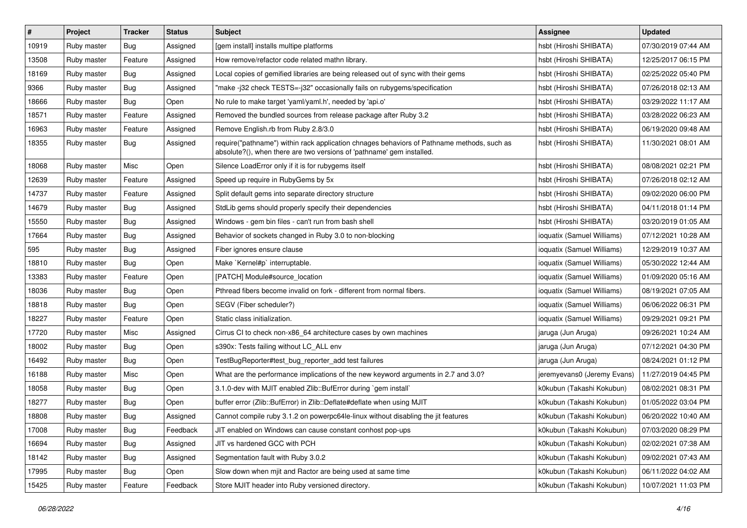| # | Project | Tracker | Status | Subject | Assignee | Updated |
|---|---|---|---|---|---|---|
| 10919 | Ruby master | Bug | Assigned | [gem install] installs multipe platforms | hsbt (Hiroshi SHIBATA) | 07/30/2019 07:44 AM |
| 13508 | Ruby master | Feature | Assigned | How remove/refactor code related mathn library. | hsbt (Hiroshi SHIBATA) | 12/25/2017 06:15 PM |
| 18169 | Ruby master | Bug | Assigned | Local copies of gemified libraries are being released out of sync with their gems | hsbt (Hiroshi SHIBATA) | 02/25/2022 05:40 PM |
| 9366 | Ruby master | Bug | Assigned | "make -j32 check TESTS=-j32" occasionally fails on rubygems/specification | hsbt (Hiroshi SHIBATA) | 07/26/2018 02:13 AM |
| 18666 | Ruby master | Bug | Open | No rule to make target 'yaml/yaml.h', needed by 'api.o' | hsbt (Hiroshi SHIBATA) | 03/29/2022 11:17 AM |
| 18571 | Ruby master | Feature | Assigned | Removed the bundled sources from release package after Ruby 3.2 | hsbt (Hiroshi SHIBATA) | 03/28/2022 06:23 AM |
| 16963 | Ruby master | Feature | Assigned | Remove English.rb from Ruby 2.8/3.0 | hsbt (Hiroshi SHIBATA) | 06/19/2020 09:48 AM |
| 18355 | Ruby master | Bug | Assigned | require("pathname") within rack application chnages behaviors of Pathname methods, such as absolute?(), when there are two versions of 'pathname' gem installed. | hsbt (Hiroshi SHIBATA) | 11/30/2021 08:01 AM |
| 18068 | Ruby master | Misc | Open | Silence LoadError only if it is for rubygems itself | hsbt (Hiroshi SHIBATA) | 08/08/2021 02:21 PM |
| 12639 | Ruby master | Feature | Assigned | Speed up require in RubyGems by 5x | hsbt (Hiroshi SHIBATA) | 07/26/2018 02:12 AM |
| 14737 | Ruby master | Feature | Assigned | Split default gems into separate directory structure | hsbt (Hiroshi SHIBATA) | 09/02/2020 06:00 PM |
| 14679 | Ruby master | Bug | Assigned | StdLib gems should properly specify their dependencies | hsbt (Hiroshi SHIBATA) | 04/11/2018 01:14 PM |
| 15550 | Ruby master | Bug | Assigned | Windows - gem bin files - can't run from bash shell | hsbt (Hiroshi SHIBATA) | 03/20/2019 01:05 AM |
| 17664 | Ruby master | Bug | Assigned | Behavior of sockets changed in Ruby 3.0 to non-blocking | ioquatix (Samuel Williams) | 07/12/2021 10:28 AM |
| 595 | Ruby master | Bug | Assigned | Fiber ignores ensure clause | ioquatix (Samuel Williams) | 12/29/2019 10:37 AM |
| 18810 | Ruby master | Bug | Open | Make `Kernel#p` interruptable. | ioquatix (Samuel Williams) | 05/30/2022 12:44 AM |
| 13383 | Ruby master | Feature | Open | [PATCH] Module#source_location | ioquatix (Samuel Williams) | 01/09/2020 05:16 AM |
| 18036 | Ruby master | Bug | Open | Pthread fibers become invalid on fork - different from normal fibers. | ioquatix (Samuel Williams) | 08/19/2021 07:05 AM |
| 18818 | Ruby master | Bug | Open | SEGV (Fiber scheduler?) | ioquatix (Samuel Williams) | 06/06/2022 06:31 PM |
| 18227 | Ruby master | Feature | Open | Static class initialization. | ioquatix (Samuel Williams) | 09/29/2021 09:21 PM |
| 17720 | Ruby master | Misc | Assigned | Cirrus CI to check non-x86_64 architecture cases by own machines | jaruga (Jun Aruga) | 09/26/2021 10:24 AM |
| 18002 | Ruby master | Bug | Open | s390x: Tests failing without LC_ALL env | jaruga (Jun Aruga) | 07/12/2021 04:30 PM |
| 16492 | Ruby master | Bug | Open | TestBugReporter#test_bug_reporter_add test failures | jaruga (Jun Aruga) | 08/24/2021 01:12 PM |
| 16188 | Ruby master | Misc | Open | What are the performance implications of the new keyword arguments in 2.7 and 3.0? | jeremyevans0 (Jeremy Evans) | 11/27/2019 04:45 PM |
| 18058 | Ruby master | Bug | Open | 3.1.0-dev with MJIT enabled Zlib::BufError during `gem install` | k0kubun (Takashi Kokubun) | 08/02/2021 08:31 PM |
| 18277 | Ruby master | Bug | Open | buffer error (Zlib::BufError) in Zlib::Deflate#deflate when using MJIT | k0kubun (Takashi Kokubun) | 01/05/2022 03:04 PM |
| 18808 | Ruby master | Bug | Assigned | Cannot compile ruby 3.1.2 on powerpc64le-linux without disabling the jit features | k0kubun (Takashi Kokubun) | 06/20/2022 10:40 AM |
| 17008 | Ruby master | Bug | Feedback | JIT enabled on Windows can cause constant conhost pop-ups | k0kubun (Takashi Kokubun) | 07/03/2020 08:29 PM |
| 16694 | Ruby master | Bug | Assigned | JIT vs hardened GCC with PCH | k0kubun (Takashi Kokubun) | 02/02/2021 07:38 AM |
| 18142 | Ruby master | Bug | Assigned | Segmentation fault with Ruby 3.0.2 | k0kubun (Takashi Kokubun) | 09/02/2021 07:43 AM |
| 17995 | Ruby master | Bug | Open | Slow down when mjit and Ractor are being used at same time | k0kubun (Takashi Kokubun) | 06/11/2022 04:02 AM |
| 15425 | Ruby master | Feature | Feedback | Store MJIT header into Ruby versioned directory. | k0kubun (Takashi Kokubun) | 10/07/2021 11:03 PM |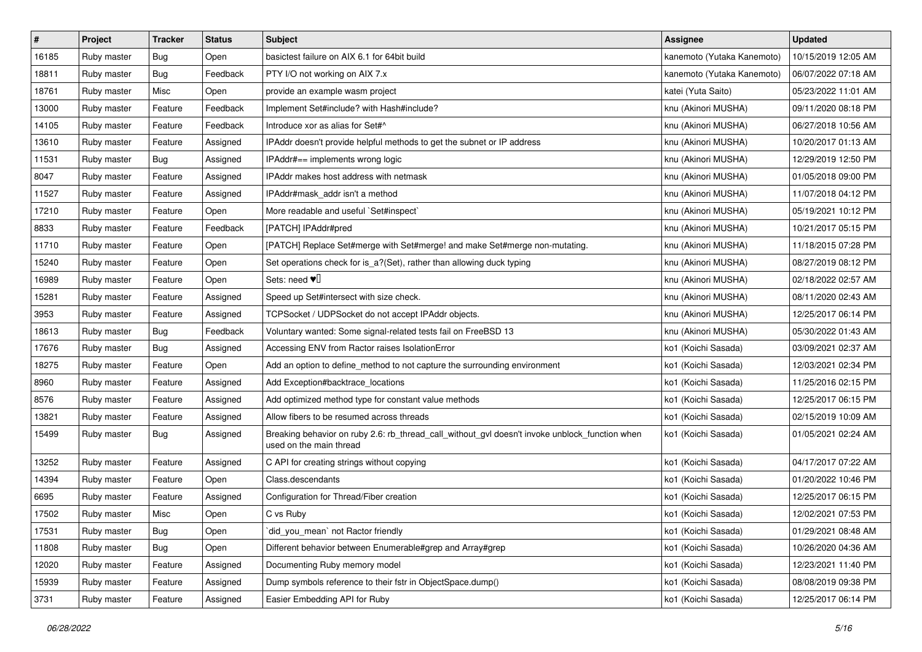| # | Project | Tracker | Status | Subject | Assignee | Updated |
| --- | --- | --- | --- | --- | --- | --- |
| 16185 | Ruby master | Bug | Open | basictest failure on AIX 6.1 for 64bit build | kanemoto (Yutaka Kanemoto) | 10/15/2019 12:05 AM |
| 18811 | Ruby master | Bug | Feedback | PTY I/O not working on AIX 7.x | kanemoto (Yutaka Kanemoto) | 06/07/2022 07:18 AM |
| 18761 | Ruby master | Misc | Open | provide an example wasm project | katei (Yuta Saito) | 05/23/2022 11:01 AM |
| 13000 | Ruby master | Feature | Feedback | Implement Set#include? with Hash#include? | knu (Akinori MUSHA) | 09/11/2020 08:18 PM |
| 14105 | Ruby master | Feature | Feedback | Introduce xor as alias for Set#^ | knu (Akinori MUSHA) | 06/27/2018 10:56 AM |
| 13610 | Ruby master | Feature | Assigned | IPAddr doesn't provide helpful methods to get the subnet or IP address | knu (Akinori MUSHA) | 10/20/2017 01:13 AM |
| 11531 | Ruby master | Bug | Assigned | IPAddr#== implements wrong logic | knu (Akinori MUSHA) | 12/29/2019 12:50 PM |
| 8047 | Ruby master | Feature | Assigned | IPAddr makes host address with netmask | knu (Akinori MUSHA) | 01/05/2018 09:00 PM |
| 11527 | Ruby master | Feature | Assigned | IPAddr#mask_addr isn't a method | knu (Akinori MUSHA) | 11/07/2018 04:12 PM |
| 17210 | Ruby master | Feature | Open | More readable and useful `Set#inspect` | knu (Akinori MUSHA) | 05/19/2021 10:12 PM |
| 8833 | Ruby master | Feature | Feedback | [PATCH] IPAddr#pred | knu (Akinori MUSHA) | 10/21/2017 05:15 PM |
| 11710 | Ruby master | Feature | Open | [PATCH] Replace Set#merge with Set#merge! and make Set#merge non-mutating. | knu (Akinori MUSHA) | 11/18/2015 07:28 PM |
| 15240 | Ruby master | Feature | Open | Set operations check for is_a?(Set), rather than allowing duck typing | knu (Akinori MUSHA) | 08/27/2019 08:12 PM |
| 16989 | Ruby master | Feature | Open | Sets: need ♥️ | knu (Akinori MUSHA) | 02/18/2022 02:57 AM |
| 15281 | Ruby master | Feature | Assigned | Speed up Set#intersect with size check. | knu (Akinori MUSHA) | 08/11/2020 02:43 AM |
| 3953 | Ruby master | Feature | Assigned | TCPSocket / UDPSocket do not accept IPAddr objects. | knu (Akinori MUSHA) | 12/25/2017 06:14 PM |
| 18613 | Ruby master | Bug | Feedback | Voluntary wanted: Some signal-related tests fail on FreeBSD 13 | knu (Akinori MUSHA) | 05/30/2022 01:43 AM |
| 17676 | Ruby master | Bug | Assigned | Accessing ENV from Ractor raises IsolationError | ko1 (Koichi Sasada) | 03/09/2021 02:37 AM |
| 18275 | Ruby master | Feature | Open | Add an option to define_method to not capture the surrounding environment | ko1 (Koichi Sasada) | 12/03/2021 02:34 PM |
| 8960 | Ruby master | Feature | Assigned | Add Exception#backtrace_locations | ko1 (Koichi Sasada) | 11/25/2016 02:15 PM |
| 8576 | Ruby master | Feature | Assigned | Add optimized method type for constant value methods | ko1 (Koichi Sasada) | 12/25/2017 06:15 PM |
| 13821 | Ruby master | Feature | Assigned | Allow fibers to be resumed across threads | ko1 (Koichi Sasada) | 02/15/2019 10:09 AM |
| 15499 | Ruby master | Bug | Assigned | Breaking behavior on ruby 2.6: rb_thread_call_without_gvl doesn't invoke unblock_function when used on the main thread | ko1 (Koichi Sasada) | 01/05/2021 02:24 AM |
| 13252 | Ruby master | Feature | Assigned | C API for creating strings without copying | ko1 (Koichi Sasada) | 04/17/2017 07:22 AM |
| 14394 | Ruby master | Feature | Open | Class.descendants | ko1 (Koichi Sasada) | 01/20/2022 10:46 PM |
| 6695 | Ruby master | Feature | Assigned | Configuration for Thread/Fiber creation | ko1 (Koichi Sasada) | 12/25/2017 06:15 PM |
| 17502 | Ruby master | Misc | Open | C vs Ruby | ko1 (Koichi Sasada) | 12/02/2021 07:53 PM |
| 17531 | Ruby master | Bug | Open | `did_you_mean` not Ractor friendly | ko1 (Koichi Sasada) | 01/29/2021 08:48 AM |
| 11808 | Ruby master | Bug | Open | Different behavior between Enumerable#grep and Array#grep | ko1 (Koichi Sasada) | 10/26/2020 04:36 AM |
| 12020 | Ruby master | Feature | Assigned | Documenting Ruby memory model | ko1 (Koichi Sasada) | 12/23/2021 11:40 PM |
| 15939 | Ruby master | Feature | Assigned | Dump symbols reference to their fstr in ObjectSpace.dump() | ko1 (Koichi Sasada) | 08/08/2019 09:38 PM |
| 3731 | Ruby master | Feature | Assigned | Easier Embedding API for Ruby | ko1 (Koichi Sasada) | 12/25/2017 06:14 PM |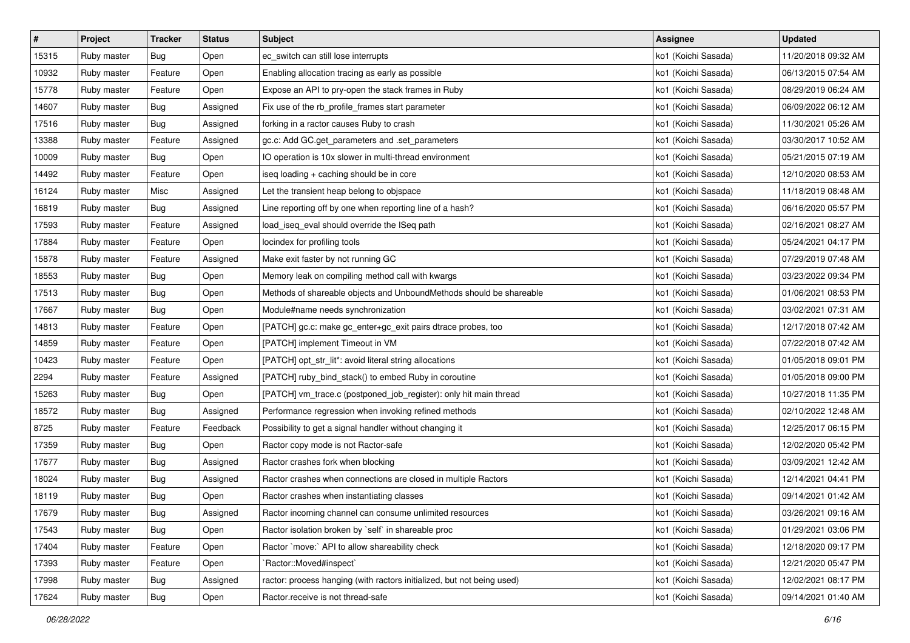| # | Project | Tracker | Status | Subject | Assignee | Updated |
| --- | --- | --- | --- | --- | --- | --- |
| 15315 | Ruby master | Bug | Open | ec_switch can still lose interrupts | ko1 (Koichi Sasada) | 11/20/2018 09:32 AM |
| 10932 | Ruby master | Feature | Open | Enabling allocation tracing as early as possible | ko1 (Koichi Sasada) | 06/13/2015 07:54 AM |
| 15778 | Ruby master | Feature | Open | Expose an API to pry-open the stack frames in Ruby | ko1 (Koichi Sasada) | 08/29/2019 06:24 AM |
| 14607 | Ruby master | Bug | Assigned | Fix use of the rb_profile_frames start parameter | ko1 (Koichi Sasada) | 06/09/2022 06:12 AM |
| 17516 | Ruby master | Bug | Assigned | forking in a ractor causes Ruby to crash | ko1 (Koichi Sasada) | 11/30/2021 05:26 AM |
| 13388 | Ruby master | Feature | Assigned | gc.c: Add GC.get_parameters and .set_parameters | ko1 (Koichi Sasada) | 03/30/2017 10:52 AM |
| 10009 | Ruby master | Bug | Open | IO operation is 10x slower in multi-thread environment | ko1 (Koichi Sasada) | 05/21/2015 07:19 AM |
| 14492 | Ruby master | Feature | Open | iseq loading + caching should be in core | ko1 (Koichi Sasada) | 12/10/2020 08:53 AM |
| 16124 | Ruby master | Misc | Assigned | Let the transient heap belong to objspace | ko1 (Koichi Sasada) | 11/18/2019 08:48 AM |
| 16819 | Ruby master | Bug | Assigned | Line reporting off by one when reporting line of a hash? | ko1 (Koichi Sasada) | 06/16/2020 05:57 PM |
| 17593 | Ruby master | Feature | Assigned | load_iseq_eval should override the ISeq path | ko1 (Koichi Sasada) | 02/16/2021 08:27 AM |
| 17884 | Ruby master | Feature | Open | locindex for profiling tools | ko1 (Koichi Sasada) | 05/24/2021 04:17 PM |
| 15878 | Ruby master | Feature | Assigned | Make exit faster by not running GC | ko1 (Koichi Sasada) | 07/29/2019 07:48 AM |
| 18553 | Ruby master | Bug | Open | Memory leak on compiling method call with kwargs | ko1 (Koichi Sasada) | 03/23/2022 09:34 PM |
| 17513 | Ruby master | Bug | Open | Methods of shareable objects and UnboundMethods should be shareable | ko1 (Koichi Sasada) | 01/06/2021 08:53 PM |
| 17667 | Ruby master | Bug | Open | Module#name needs synchronization | ko1 (Koichi Sasada) | 03/02/2021 07:31 AM |
| 14813 | Ruby master | Feature | Open | [PATCH] gc.c: make gc_enter+gc_exit pairs dtrace probes, too | ko1 (Koichi Sasada) | 12/17/2018 07:42 AM |
| 14859 | Ruby master | Feature | Open | [PATCH] implement Timeout in VM | ko1 (Koichi Sasada) | 07/22/2018 07:42 AM |
| 10423 | Ruby master | Feature | Open | [PATCH] opt_str_lit*: avoid literal string allocations | ko1 (Koichi Sasada) | 01/05/2018 09:01 PM |
| 2294 | Ruby master | Feature | Assigned | [PATCH] ruby_bind_stack() to embed Ruby in coroutine | ko1 (Koichi Sasada) | 01/05/2018 09:00 PM |
| 15263 | Ruby master | Bug | Open | [PATCH] vm_trace.c (postponed_job_register): only hit main thread | ko1 (Koichi Sasada) | 10/27/2018 11:35 PM |
| 18572 | Ruby master | Bug | Assigned | Performance regression when invoking refined methods | ko1 (Koichi Sasada) | 02/10/2022 12:48 AM |
| 8725 | Ruby master | Feature | Feedback | Possibility to get a signal handler without changing it | ko1 (Koichi Sasada) | 12/25/2017 06:15 PM |
| 17359 | Ruby master | Bug | Open | Ractor copy mode is not Ractor-safe | ko1 (Koichi Sasada) | 12/02/2020 05:42 PM |
| 17677 | Ruby master | Bug | Assigned | Ractor crashes fork when blocking | ko1 (Koichi Sasada) | 03/09/2021 12:42 AM |
| 18024 | Ruby master | Bug | Assigned | Ractor crashes when connections are closed in multiple Ractors | ko1 (Koichi Sasada) | 12/14/2021 04:41 PM |
| 18119 | Ruby master | Bug | Open | Ractor crashes when instantiating classes | ko1 (Koichi Sasada) | 09/14/2021 01:42 AM |
| 17679 | Ruby master | Bug | Assigned | Ractor incoming channel can consume unlimited resources | ko1 (Koichi Sasada) | 03/26/2021 09:16 AM |
| 17543 | Ruby master | Bug | Open | Ractor isolation broken by `self` in shareable proc | ko1 (Koichi Sasada) | 01/29/2021 03:06 PM |
| 17404 | Ruby master | Feature | Open | Ractor `move:` API to allow shareability check | ko1 (Koichi Sasada) | 12/18/2020 09:17 PM |
| 17393 | Ruby master | Feature | Open | `Ractor::Moved#inspect` | ko1 (Koichi Sasada) | 12/21/2020 05:47 PM |
| 17998 | Ruby master | Bug | Assigned | ractor: process hanging (with ractors initialized, but not being used) | ko1 (Koichi Sasada) | 12/02/2021 08:17 PM |
| 17624 | Ruby master | Bug | Open | Ractor.receive is not thread-safe | ko1 (Koichi Sasada) | 09/14/2021 01:40 AM |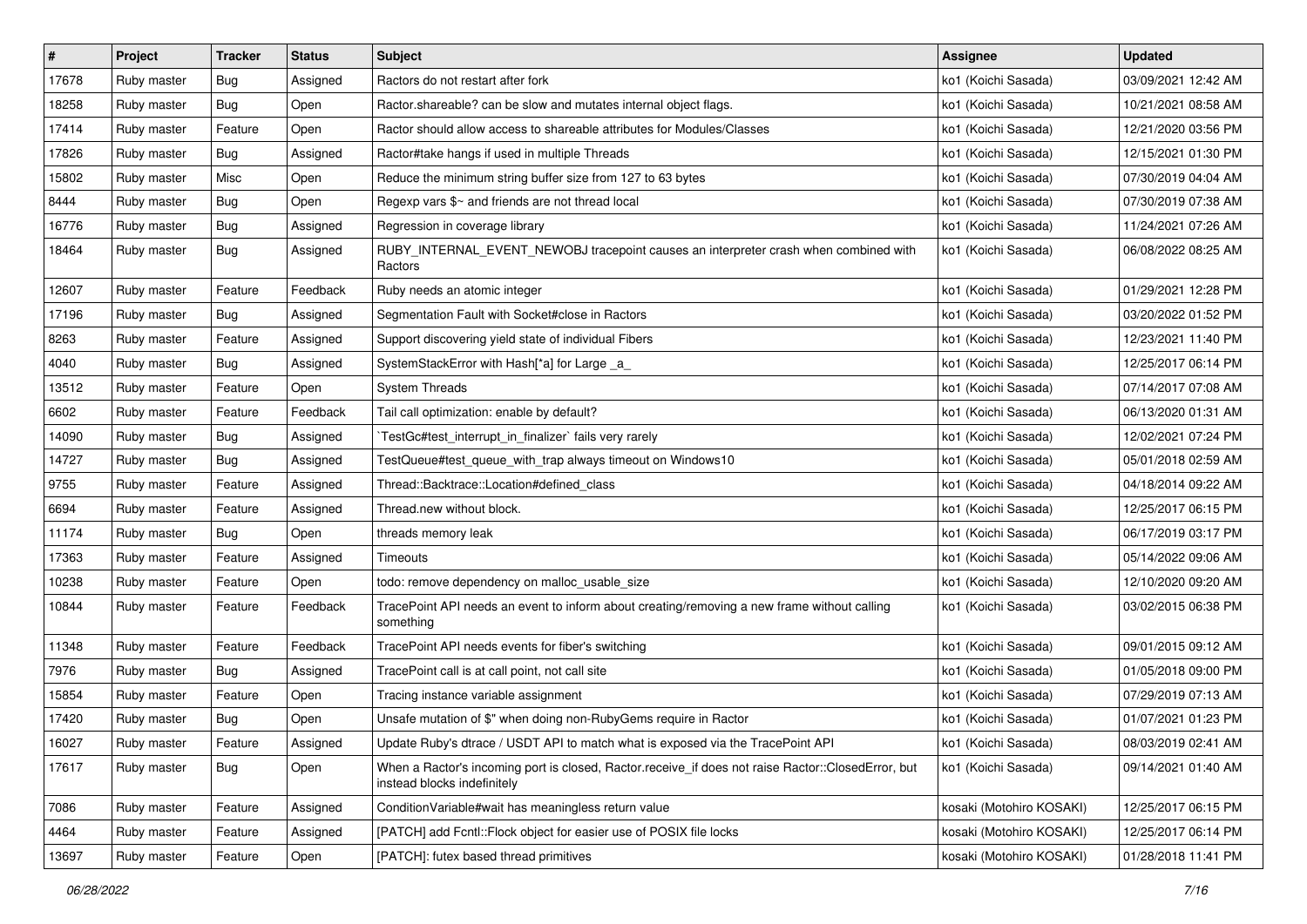| # | Project | Tracker | Status | Subject | Assignee | Updated |
|---|---|---|---|---|---|---|
| 17678 | Ruby master | Bug | Assigned | Ractors do not restart after fork | ko1 (Koichi Sasada) | 03/09/2021 12:42 AM |
| 18258 | Ruby master | Bug | Open | Ractor.shareable? can be slow and mutates internal object flags. | ko1 (Koichi Sasada) | 10/21/2021 08:58 AM |
| 17414 | Ruby master | Feature | Open | Ractor should allow access to shareable attributes for Modules/Classes | ko1 (Koichi Sasada) | 12/21/2020 03:56 PM |
| 17826 | Ruby master | Bug | Assigned | Ractor#take hangs if used in multiple Threads | ko1 (Koichi Sasada) | 12/15/2021 01:30 PM |
| 15802 | Ruby master | Misc | Open | Reduce the minimum string buffer size from 127 to 63 bytes | ko1 (Koichi Sasada) | 07/30/2019 04:04 AM |
| 8444 | Ruby master | Bug | Open | Regexp vars $~ and friends are not thread local | ko1 (Koichi Sasada) | 07/30/2019 07:38 AM |
| 16776 | Ruby master | Bug | Assigned | Regression in coverage library | ko1 (Koichi Sasada) | 11/24/2021 07:26 AM |
| 18464 | Ruby master | Bug | Assigned | RUBY_INTERNAL_EVENT_NEWOBJ tracepoint causes an interpreter crash when combined with Ractors | ko1 (Koichi Sasada) | 06/08/2022 08:25 AM |
| 12607 | Ruby master | Feature | Feedback | Ruby needs an atomic integer | ko1 (Koichi Sasada) | 01/29/2021 12:28 PM |
| 17196 | Ruby master | Bug | Assigned | Segmentation Fault with Socket#close in Ractors | ko1 (Koichi Sasada) | 03/20/2022 01:52 PM |
| 8263 | Ruby master | Feature | Assigned | Support discovering yield state of individual Fibers | ko1 (Koichi Sasada) | 12/23/2021 11:40 PM |
| 4040 | Ruby master | Bug | Assigned | SystemStackError with Hash[*a] for Large _a_ | ko1 (Koichi Sasada) | 12/25/2017 06:14 PM |
| 13512 | Ruby master | Feature | Open | System Threads | ko1 (Koichi Sasada) | 07/14/2017 07:08 AM |
| 6602 | Ruby master | Feature | Feedback | Tail call optimization: enable by default? | ko1 (Koichi Sasada) | 06/13/2020 01:31 AM |
| 14090 | Ruby master | Bug | Assigned | `TestGc#test_interrupt_in_finalizer` fails very rarely | ko1 (Koichi Sasada) | 12/02/2021 07:24 PM |
| 14727 | Ruby master | Bug | Assigned | TestQueue#test_queue_with_trap always timeout on Windows10 | ko1 (Koichi Sasada) | 05/01/2018 02:59 AM |
| 9755 | Ruby master | Feature | Assigned | Thread::Backtrace::Location#defined_class | ko1 (Koichi Sasada) | 04/18/2014 09:22 AM |
| 6694 | Ruby master | Feature | Assigned | Thread.new without block. | ko1 (Koichi Sasada) | 12/25/2017 06:15 PM |
| 11174 | Ruby master | Bug | Open | threads memory leak | ko1 (Koichi Sasada) | 06/17/2019 03:17 PM |
| 17363 | Ruby master | Feature | Assigned | Timeouts | ko1 (Koichi Sasada) | 05/14/2022 09:06 AM |
| 10238 | Ruby master | Feature | Open | todo: remove dependency on malloc_usable_size | ko1 (Koichi Sasada) | 12/10/2020 09:20 AM |
| 10844 | Ruby master | Feature | Feedback | TracePoint API needs an event to inform about creating/removing a new frame without calling something | ko1 (Koichi Sasada) | 03/02/2015 06:38 PM |
| 11348 | Ruby master | Feature | Feedback | TracePoint API needs events for fiber's switching | ko1 (Koichi Sasada) | 09/01/2015 09:12 AM |
| 7976 | Ruby master | Bug | Assigned | TracePoint call is at call point, not call site | ko1 (Koichi Sasada) | 01/05/2018 09:00 PM |
| 15854 | Ruby master | Feature | Open | Tracing instance variable assignment | ko1 (Koichi Sasada) | 07/29/2019 07:13 AM |
| 17420 | Ruby master | Bug | Open | Unsafe mutation of $" when doing non-RubyGems require in Ractor | ko1 (Koichi Sasada) | 01/07/2021 01:23 PM |
| 16027 | Ruby master | Feature | Assigned | Update Ruby's dtrace / USDT API to match what is exposed via the TracePoint API | ko1 (Koichi Sasada) | 08/03/2019 02:41 AM |
| 17617 | Ruby master | Bug | Open | When a Ractor's incoming port is closed, Ractor.receive_if does not raise Ractor::ClosedError, but instead blocks indefinitely | ko1 (Koichi Sasada) | 09/14/2021 01:40 AM |
| 7086 | Ruby master | Feature | Assigned | ConditionVariable#wait has meaningless return value | kosaki (Motohiro KOSAKI) | 12/25/2017 06:15 PM |
| 4464 | Ruby master | Feature | Assigned | [PATCH] add Fcntl::Flock object for easier use of POSIX file locks | kosaki (Motohiro KOSAKI) | 12/25/2017 06:14 PM |
| 13697 | Ruby master | Feature | Open | [PATCH]: futex based thread primitives | kosaki (Motohiro KOSAKI) | 01/28/2018 11:41 PM |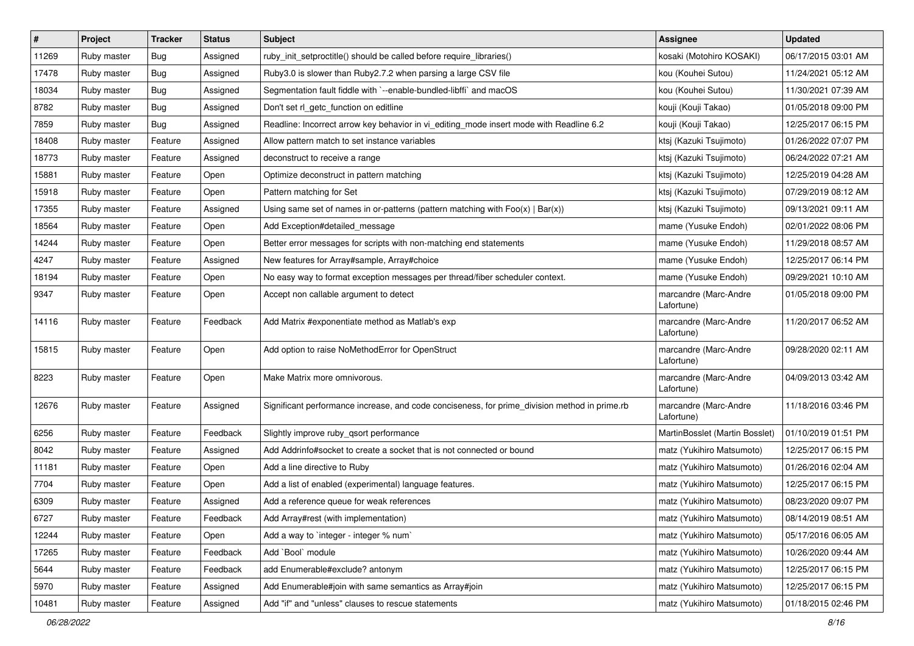| # | Project | Tracker | Status | Subject | Assignee | Updated |
|---|---|---|---|---|---|---|
| 11269 | Ruby master | Bug | Assigned | ruby_init_setproctitle() should be called before require_libraries() | kosaki (Motohiro KOSAKI) | 06/17/2015 03:01 AM |
| 17478 | Ruby master | Bug | Assigned | Ruby3.0 is slower than Ruby2.7.2 when parsing a large CSV file | kou (Kouhei Sutou) | 11/24/2021 05:12 AM |
| 18034 | Ruby master | Bug | Assigned | Segmentation fault fiddle with `--enable-bundled-libffi` and macOS | kou (Kouhei Sutou) | 11/30/2021 07:39 AM |
| 8782 | Ruby master | Bug | Assigned | Don't set rl_getc_function on editline | kouji (Kouji Takao) | 01/05/2018 09:00 PM |
| 7859 | Ruby master | Bug | Assigned | Readline: Incorrect arrow key behavior in vi_editing_mode insert mode with Readline 6.2 | kouji (Kouji Takao) | 12/25/2017 06:15 PM |
| 18408 | Ruby master | Feature | Assigned | Allow pattern match to set instance variables | ktsj (Kazuki Tsujimoto) | 01/26/2022 07:07 PM |
| 18773 | Ruby master | Feature | Assigned | deconstruct to receive a range | ktsj (Kazuki Tsujimoto) | 06/24/2022 07:21 AM |
| 15881 | Ruby master | Feature | Open | Optimize deconstruct in pattern matching | ktsj (Kazuki Tsujimoto) | 12/25/2019 04:28 AM |
| 15918 | Ruby master | Feature | Open | Pattern matching for Set | ktsj (Kazuki Tsujimoto) | 07/29/2019 08:12 AM |
| 17355 | Ruby master | Feature | Assigned | Using same set of names in or-patterns (pattern matching with Foo(x) \| Bar(x)) | ktsj (Kazuki Tsujimoto) | 09/13/2021 09:11 AM |
| 18564 | Ruby master | Feature | Open | Add Exception#detailed_message | mame (Yusuke Endoh) | 02/01/2022 08:06 PM |
| 14244 | Ruby master | Feature | Open | Better error messages for scripts with non-matching end statements | mame (Yusuke Endoh) | 11/29/2018 08:57 AM |
| 4247 | Ruby master | Feature | Assigned | New features for Array#sample, Array#choice | mame (Yusuke Endoh) | 12/25/2017 06:14 PM |
| 18194 | Ruby master | Feature | Open | No easy way to format exception messages per thread/fiber scheduler context. | mame (Yusuke Endoh) | 09/29/2021 10:10 AM |
| 9347 | Ruby master | Feature | Open | Accept non callable argument to detect | marcandre (Marc-Andre Lafortune) | 01/05/2018 09:00 PM |
| 14116 | Ruby master | Feature | Feedback | Add Matrix #exponentiate method as Matlab's exp | marcandre (Marc-Andre Lafortune) | 11/20/2017 06:52 AM |
| 15815 | Ruby master | Feature | Open | Add option to raise NoMethodError for OpenStruct | marcandre (Marc-Andre Lafortune) | 09/28/2020 02:11 AM |
| 8223 | Ruby master | Feature | Open | Make Matrix more omnivorous. | marcandre (Marc-Andre Lafortune) | 04/09/2013 03:42 AM |
| 12676 | Ruby master | Feature | Assigned | Significant performance increase, and code conciseness, for prime_division method in prime.rb | marcandre (Marc-Andre Lafortune) | 11/18/2016 03:46 PM |
| 6256 | Ruby master | Feature | Feedback | Slightly improve ruby_qsort performance | MartinBosslet (Martin Bosslet) | 01/10/2019 01:51 PM |
| 8042 | Ruby master | Feature | Assigned | Add Addrinfo#socket to create a socket that is not connected or bound | matz (Yukihiro Matsumoto) | 12/25/2017 06:15 PM |
| 11181 | Ruby master | Feature | Open | Add a line directive to Ruby | matz (Yukihiro Matsumoto) | 01/26/2016 02:04 AM |
| 7704 | Ruby master | Feature | Open | Add a list of enabled (experimental) language features. | matz (Yukihiro Matsumoto) | 12/25/2017 06:15 PM |
| 6309 | Ruby master | Feature | Assigned | Add a reference queue for weak references | matz (Yukihiro Matsumoto) | 08/23/2020 09:07 PM |
| 6727 | Ruby master | Feature | Feedback | Add Array#rest (with implementation) | matz (Yukihiro Matsumoto) | 08/14/2019 08:51 AM |
| 12244 | Ruby master | Feature | Open | Add a way to `integer - integer % num` | matz (Yukihiro Matsumoto) | 05/17/2016 06:05 AM |
| 17265 | Ruby master | Feature | Feedback | Add `Bool` module | matz (Yukihiro Matsumoto) | 10/26/2020 09:44 AM |
| 5644 | Ruby master | Feature | Feedback | add Enumerable#exclude? antonym | matz (Yukihiro Matsumoto) | 12/25/2017 06:15 PM |
| 5970 | Ruby master | Feature | Assigned | Add Enumerable#join with same semantics as Array#join | matz (Yukihiro Matsumoto) | 12/25/2017 06:15 PM |
| 10481 | Ruby master | Feature | Assigned | Add "if" and "unless" clauses to rescue statements | matz (Yukihiro Matsumoto) | 01/18/2015 02:46 PM |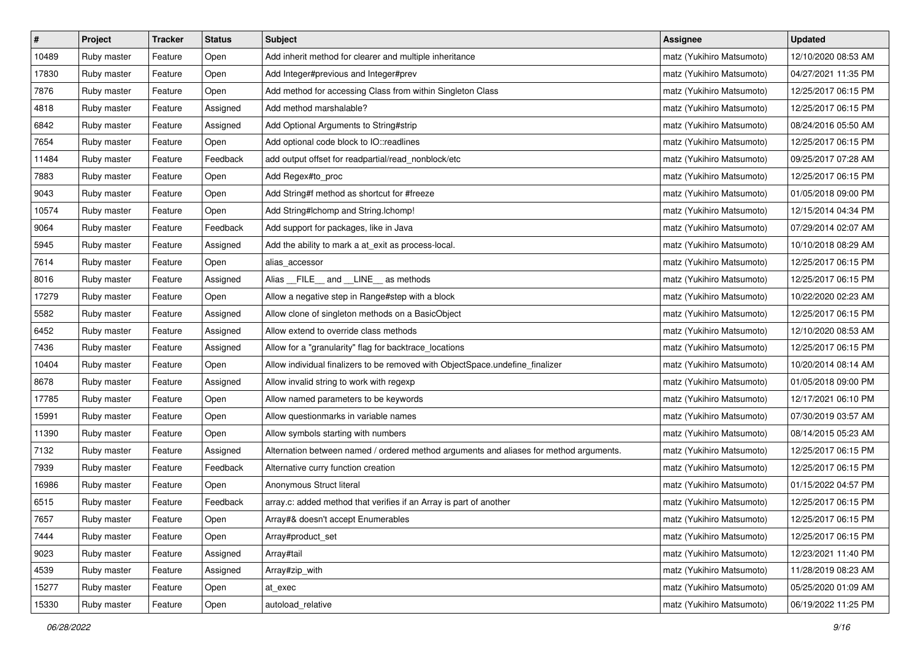| # | Project | Tracker | Status | Subject | Assignee | Updated |
|---|---|---|---|---|---|---|
| 10489 | Ruby master | Feature | Open | Add inherit method for clearer and multiple inheritance | matz (Yukihiro Matsumoto) | 12/10/2020 08:53 AM |
| 17830 | Ruby master | Feature | Open | Add Integer#previous and Integer#prev | matz (Yukihiro Matsumoto) | 04/27/2021 11:35 PM |
| 7876 | Ruby master | Feature | Open | Add method for accessing Class from within Singleton Class | matz (Yukihiro Matsumoto) | 12/25/2017 06:15 PM |
| 4818 | Ruby master | Feature | Assigned | Add method marshalable? | matz (Yukihiro Matsumoto) | 12/25/2017 06:15 PM |
| 6842 | Ruby master | Feature | Assigned | Add Optional Arguments to String#strip | matz (Yukihiro Matsumoto) | 08/24/2016 05:50 AM |
| 7654 | Ruby master | Feature | Open | Add optional code block to IO::readlines | matz (Yukihiro Matsumoto) | 12/25/2017 06:15 PM |
| 11484 | Ruby master | Feature | Feedback | add output offset for readpartial/read_nonblock/etc | matz (Yukihiro Matsumoto) | 09/25/2017 07:28 AM |
| 7883 | Ruby master | Feature | Open | Add Regex#to_proc | matz (Yukihiro Matsumoto) | 12/25/2017 06:15 PM |
| 9043 | Ruby master | Feature | Open | Add String#f method as shortcut for #freeze | matz (Yukihiro Matsumoto) | 01/05/2018 09:00 PM |
| 10574 | Ruby master | Feature | Open | Add String#lchomp and String.lchomp! | matz (Yukihiro Matsumoto) | 12/15/2014 04:34 PM |
| 9064 | Ruby master | Feature | Feedback | Add support for packages, like in Java | matz (Yukihiro Matsumoto) | 07/29/2014 02:07 AM |
| 5945 | Ruby master | Feature | Assigned | Add the ability to mark a at_exit as process-local. | matz (Yukihiro Matsumoto) | 10/10/2018 08:29 AM |
| 7614 | Ruby master | Feature | Open | alias_accessor | matz (Yukihiro Matsumoto) | 12/25/2017 06:15 PM |
| 8016 | Ruby master | Feature | Assigned | Alias __FILE__ and __LINE__ as methods | matz (Yukihiro Matsumoto) | 12/25/2017 06:15 PM |
| 17279 | Ruby master | Feature | Open | Allow a negative step in Range#step with a block | matz (Yukihiro Matsumoto) | 10/22/2020 02:23 AM |
| 5582 | Ruby master | Feature | Assigned | Allow clone of singleton methods on a BasicObject | matz (Yukihiro Matsumoto) | 12/25/2017 06:15 PM |
| 6452 | Ruby master | Feature | Assigned | Allow extend to override class methods | matz (Yukihiro Matsumoto) | 12/10/2020 08:53 AM |
| 7436 | Ruby master | Feature | Assigned | Allow for a "granularity" flag for backtrace_locations | matz (Yukihiro Matsumoto) | 12/25/2017 06:15 PM |
| 10404 | Ruby master | Feature | Open | Allow individual finalizers to be removed with ObjectSpace.undefine_finalizer | matz (Yukihiro Matsumoto) | 10/20/2014 08:14 AM |
| 8678 | Ruby master | Feature | Assigned | Allow invalid string to work with regexp | matz (Yukihiro Matsumoto) | 01/05/2018 09:00 PM |
| 17785 | Ruby master | Feature | Open | Allow named parameters to be keywords | matz (Yukihiro Matsumoto) | 12/17/2021 06:10 PM |
| 15991 | Ruby master | Feature | Open | Allow questionmarks in variable names | matz (Yukihiro Matsumoto) | 07/30/2019 03:57 AM |
| 11390 | Ruby master | Feature | Open | Allow symbols starting with numbers | matz (Yukihiro Matsumoto) | 08/14/2015 05:23 AM |
| 7132 | Ruby master | Feature | Assigned | Alternation between named / ordered method arguments and aliases for method arguments. | matz (Yukihiro Matsumoto) | 12/25/2017 06:15 PM |
| 7939 | Ruby master | Feature | Feedback | Alternative curry function creation | matz (Yukihiro Matsumoto) | 12/25/2017 06:15 PM |
| 16986 | Ruby master | Feature | Open | Anonymous Struct literal | matz (Yukihiro Matsumoto) | 01/15/2022 04:57 PM |
| 6515 | Ruby master | Feature | Feedback | array.c: added method that verifies if an Array is part of another | matz (Yukihiro Matsumoto) | 12/25/2017 06:15 PM |
| 7657 | Ruby master | Feature | Open | Array#& doesn't accept Enumerables | matz (Yukihiro Matsumoto) | 12/25/2017 06:15 PM |
| 7444 | Ruby master | Feature | Open | Array#product_set | matz (Yukihiro Matsumoto) | 12/25/2017 06:15 PM |
| 9023 | Ruby master | Feature | Assigned | Array#tail | matz (Yukihiro Matsumoto) | 12/23/2021 11:40 PM |
| 4539 | Ruby master | Feature | Assigned | Array#zip_with | matz (Yukihiro Matsumoto) | 11/28/2019 08:23 AM |
| 15277 | Ruby master | Feature | Open | at_exec | matz (Yukihiro Matsumoto) | 05/25/2020 01:09 AM |
| 15330 | Ruby master | Feature | Open | autoload_relative | matz (Yukihiro Matsumoto) | 06/19/2022 11:25 PM |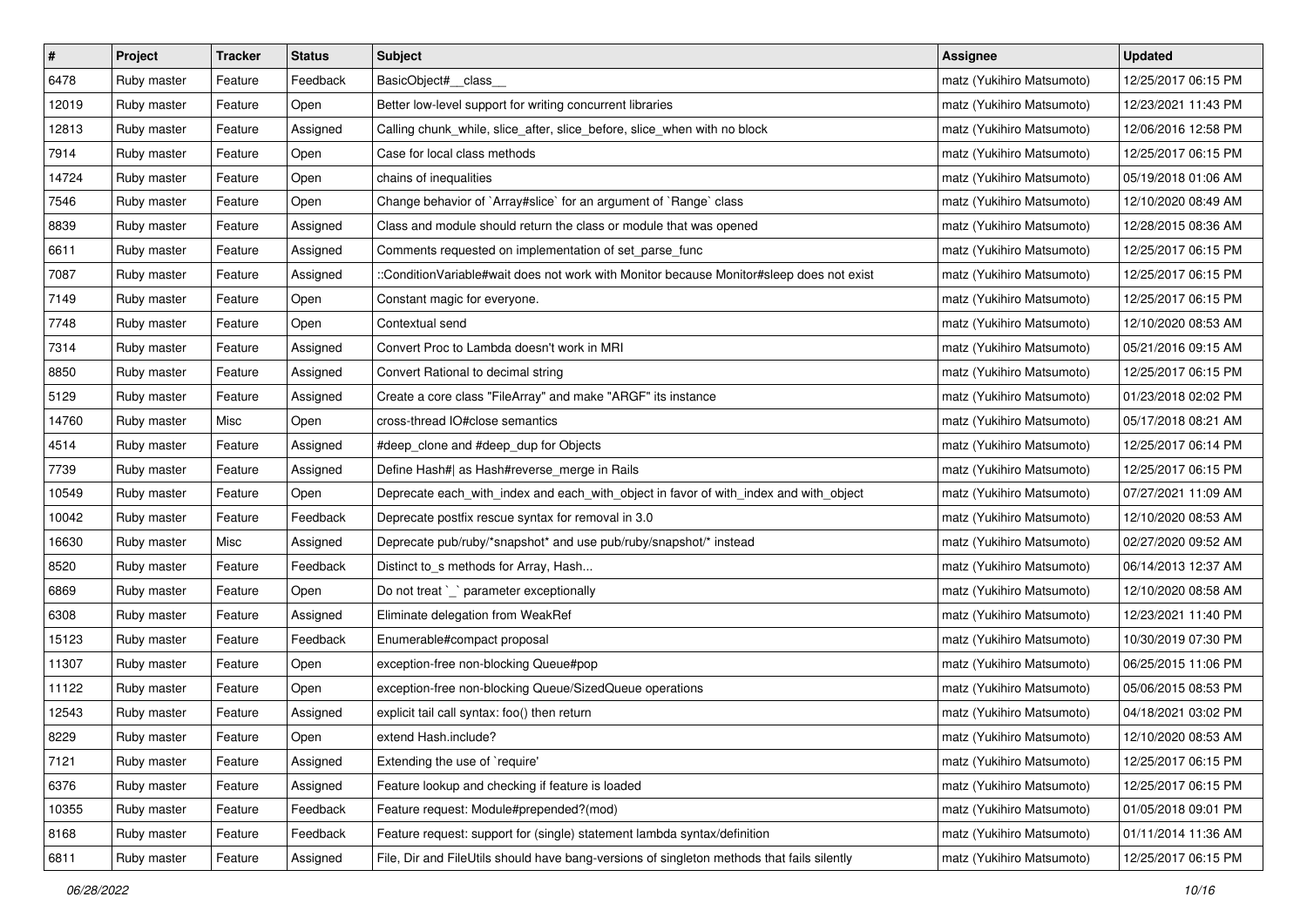| # | Project | Tracker | Status | Subject | Assignee | Updated |
| --- | --- | --- | --- | --- | --- | --- |
| 6478 | Ruby master | Feature | Feedback | BasicObject#__class__ | matz (Yukihiro Matsumoto) | 12/25/2017 06:15 PM |
| 12019 | Ruby master | Feature | Open | Better low-level support for writing concurrent libraries | matz (Yukihiro Matsumoto) | 12/23/2021 11:43 PM |
| 12813 | Ruby master | Feature | Assigned | Calling chunk_while, slice_after, slice_before, slice_when with no block | matz (Yukihiro Matsumoto) | 12/06/2016 12:58 PM |
| 7914 | Ruby master | Feature | Open | Case for local class methods | matz (Yukihiro Matsumoto) | 12/25/2017 06:15 PM |
| 14724 | Ruby master | Feature | Open | chains of inequalities | matz (Yukihiro Matsumoto) | 05/19/2018 01:06 AM |
| 7546 | Ruby master | Feature | Open | Change behavior of `Array#slice` for an argument of `Range` class | matz (Yukihiro Matsumoto) | 12/10/2020 08:49 AM |
| 8839 | Ruby master | Feature | Assigned | Class and module should return the class or module that was opened | matz (Yukihiro Matsumoto) | 12/28/2015 08:36 AM |
| 6611 | Ruby master | Feature | Assigned | Comments requested on implementation of set_parse_func | matz (Yukihiro Matsumoto) | 12/25/2017 06:15 PM |
| 7087 | Ruby master | Feature | Assigned | ::ConditionVariable#wait does not work with Monitor because Monitor#sleep does not exist | matz (Yukihiro Matsumoto) | 12/25/2017 06:15 PM |
| 7149 | Ruby master | Feature | Open | Constant magic for everyone. | matz (Yukihiro Matsumoto) | 12/25/2017 06:15 PM |
| 7748 | Ruby master | Feature | Open | Contextual send | matz (Yukihiro Matsumoto) | 12/10/2020 08:53 AM |
| 7314 | Ruby master | Feature | Assigned | Convert Proc to Lambda doesn't work in MRI | matz (Yukihiro Matsumoto) | 05/21/2016 09:15 AM |
| 8850 | Ruby master | Feature | Assigned | Convert Rational to decimal string | matz (Yukihiro Matsumoto) | 12/25/2017 06:15 PM |
| 5129 | Ruby master | Feature | Assigned | Create a core class "FileArray" and make "ARGF" its instance | matz (Yukihiro Matsumoto) | 01/23/2018 02:02 PM |
| 14760 | Ruby master | Misc | Open | cross-thread IO#close semantics | matz (Yukihiro Matsumoto) | 05/17/2018 08:21 AM |
| 4514 | Ruby master | Feature | Assigned | #deep_clone and #deep_dup for Objects | matz (Yukihiro Matsumoto) | 12/25/2017 06:14 PM |
| 7739 | Ruby master | Feature | Assigned | Define Hash#\| as Hash#reverse_merge in Rails | matz (Yukihiro Matsumoto) | 12/25/2017 06:15 PM |
| 10549 | Ruby master | Feature | Open | Deprecate each_with_index and each_with_object in favor of with_index and with_object | matz (Yukihiro Matsumoto) | 07/27/2021 11:09 AM |
| 10042 | Ruby master | Feature | Feedback | Deprecate postfix rescue syntax for removal in 3.0 | matz (Yukihiro Matsumoto) | 12/10/2020 08:53 AM |
| 16630 | Ruby master | Misc | Assigned | Deprecate pub/ruby/*snapshot* and use pub/ruby/snapshot/* instead | matz (Yukihiro Matsumoto) | 02/27/2020 09:52 AM |
| 8520 | Ruby master | Feature | Feedback | Distinct to_s methods for Array, Hash... | matz (Yukihiro Matsumoto) | 06/14/2013 12:37 AM |
| 6869 | Ruby master | Feature | Open | Do not treat `_` parameter exceptionally | matz (Yukihiro Matsumoto) | 12/10/2020 08:58 AM |
| 6308 | Ruby master | Feature | Assigned | Eliminate delegation from WeakRef | matz (Yukihiro Matsumoto) | 12/23/2021 11:40 PM |
| 15123 | Ruby master | Feature | Feedback | Enumerable#compact proposal | matz (Yukihiro Matsumoto) | 10/30/2019 07:30 PM |
| 11307 | Ruby master | Feature | Open | exception-free non-blocking Queue#pop | matz (Yukihiro Matsumoto) | 06/25/2015 11:06 PM |
| 11122 | Ruby master | Feature | Open | exception-free non-blocking Queue/SizedQueue operations | matz (Yukihiro Matsumoto) | 05/06/2015 08:53 PM |
| 12543 | Ruby master | Feature | Assigned | explicit tail call syntax: foo() then return | matz (Yukihiro Matsumoto) | 04/18/2021 03:02 PM |
| 8229 | Ruby master | Feature | Open | extend Hash.include? | matz (Yukihiro Matsumoto) | 12/10/2020 08:53 AM |
| 7121 | Ruby master | Feature | Assigned | Extending the use of `require' | matz (Yukihiro Matsumoto) | 12/25/2017 06:15 PM |
| 6376 | Ruby master | Feature | Assigned | Feature lookup and checking if feature is loaded | matz (Yukihiro Matsumoto) | 12/25/2017 06:15 PM |
| 10355 | Ruby master | Feature | Feedback | Feature request: Module#prepended?(mod) | matz (Yukihiro Matsumoto) | 01/05/2018 09:01 PM |
| 8168 | Ruby master | Feature | Feedback | Feature request: support for (single) statement lambda syntax/definition | matz (Yukihiro Matsumoto) | 01/11/2014 11:36 AM |
| 6811 | Ruby master | Feature | Assigned | File, Dir and FileUtils should have bang-versions of singleton methods that fails silently | matz (Yukihiro Matsumoto) | 12/25/2017 06:15 PM |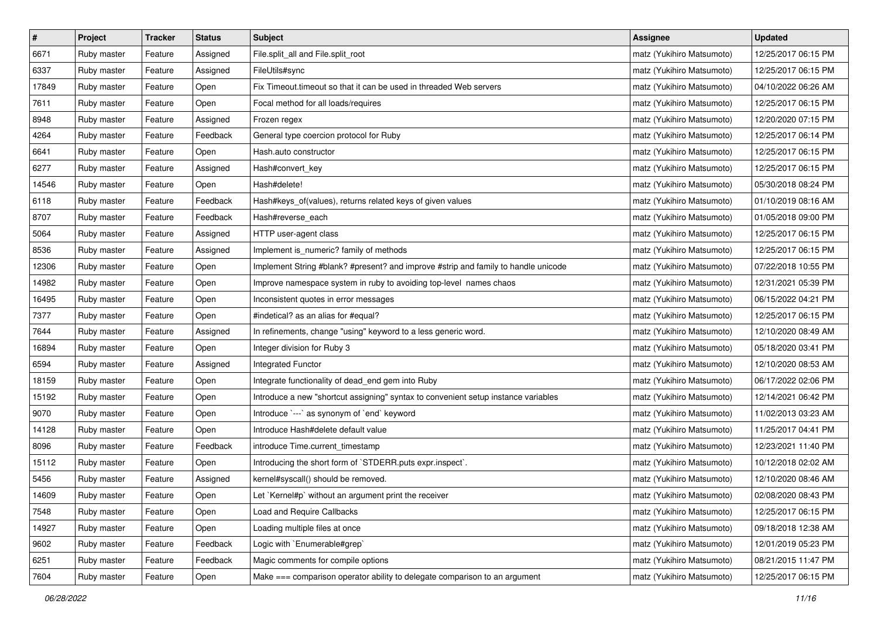| # | Project | Tracker | Status | Subject | Assignee | Updated |
|---|---|---|---|---|---|---|
| 6671 | Ruby master | Feature | Assigned | File.split_all and File.split_root | matz (Yukihiro Matsumoto) | 12/25/2017 06:15 PM |
| 6337 | Ruby master | Feature | Assigned | FileUtils#sync | matz (Yukihiro Matsumoto) | 12/25/2017 06:15 PM |
| 17849 | Ruby master | Feature | Open | Fix Timeout.timeout so that it can be used in threaded Web servers | matz (Yukihiro Matsumoto) | 04/10/2022 06:26 AM |
| 7611 | Ruby master | Feature | Open | Focal method for all loads/requires | matz (Yukihiro Matsumoto) | 12/25/2017 06:15 PM |
| 8948 | Ruby master | Feature | Assigned | Frozen regex | matz (Yukihiro Matsumoto) | 12/20/2020 07:15 PM |
| 4264 | Ruby master | Feature | Feedback | General type coercion protocol for Ruby | matz (Yukihiro Matsumoto) | 12/25/2017 06:14 PM |
| 6641 | Ruby master | Feature | Open | Hash.auto constructor | matz (Yukihiro Matsumoto) | 12/25/2017 06:15 PM |
| 6277 | Ruby master | Feature | Assigned | Hash#convert_key | matz (Yukihiro Matsumoto) | 12/25/2017 06:15 PM |
| 14546 | Ruby master | Feature | Open | Hash#delete! | matz (Yukihiro Matsumoto) | 05/30/2018 08:24 PM |
| 6118 | Ruby master | Feature | Feedback | Hash#keys_of(values), returns related keys of given values | matz (Yukihiro Matsumoto) | 01/10/2019 08:16 AM |
| 8707 | Ruby master | Feature | Feedback | Hash#reverse_each | matz (Yukihiro Matsumoto) | 01/05/2018 09:00 PM |
| 5064 | Ruby master | Feature | Assigned | HTTP user-agent class | matz (Yukihiro Matsumoto) | 12/25/2017 06:15 PM |
| 8536 | Ruby master | Feature | Assigned | Implement is_numeric? family of methods | matz (Yukihiro Matsumoto) | 12/25/2017 06:15 PM |
| 12306 | Ruby master | Feature | Open | Implement String #blank? #present? and improve #strip and family to handle unicode | matz (Yukihiro Matsumoto) | 07/22/2018 10:55 PM |
| 14982 | Ruby master | Feature | Open | Improve namespace system in ruby to avoiding top-level names chaos | matz (Yukihiro Matsumoto) | 12/31/2021 05:39 PM |
| 16495 | Ruby master | Feature | Open | Inconsistent quotes in error messages | matz (Yukihiro Matsumoto) | 06/15/2022 04:21 PM |
| 7377 | Ruby master | Feature | Open | #indetical? as an alias for #equal? | matz (Yukihiro Matsumoto) | 12/25/2017 06:15 PM |
| 7644 | Ruby master | Feature | Assigned | In refinements, change "using" keyword to a less generic word. | matz (Yukihiro Matsumoto) | 12/10/2020 08:49 AM |
| 16894 | Ruby master | Feature | Open | Integer division for Ruby 3 | matz (Yukihiro Matsumoto) | 05/18/2020 03:41 PM |
| 6594 | Ruby master | Feature | Assigned | Integrated Functor | matz (Yukihiro Matsumoto) | 12/10/2020 08:53 AM |
| 18159 | Ruby master | Feature | Open | Integrate functionality of dead_end gem into Ruby | matz (Yukihiro Matsumoto) | 06/17/2022 02:06 PM |
| 15192 | Ruby master | Feature | Open | Introduce a new "shortcut assigning" syntax to convenient setup instance variables | matz (Yukihiro Matsumoto) | 12/14/2021 06:42 PM |
| 9070 | Ruby master | Feature | Open | Introduce `---` as synonym of `end` keyword | matz (Yukihiro Matsumoto) | 11/02/2013 03:23 AM |
| 14128 | Ruby master | Feature | Open | Introduce Hash#delete default value | matz (Yukihiro Matsumoto) | 11/25/2017 04:41 PM |
| 8096 | Ruby master | Feature | Feedback | introduce Time.current_timestamp | matz (Yukihiro Matsumoto) | 12/23/2021 11:40 PM |
| 15112 | Ruby master | Feature | Open | Introducing the short form of `STDERR.puts expr.inspect`. | matz (Yukihiro Matsumoto) | 10/12/2018 02:02 AM |
| 5456 | Ruby master | Feature | Assigned | kernel#syscall() should be removed. | matz (Yukihiro Matsumoto) | 12/10/2020 08:46 AM |
| 14609 | Ruby master | Feature | Open | Let `Kernel#p` without an argument print the receiver | matz (Yukihiro Matsumoto) | 02/08/2020 08:43 PM |
| 7548 | Ruby master | Feature | Open | Load and Require Callbacks | matz (Yukihiro Matsumoto) | 12/25/2017 06:15 PM |
| 14927 | Ruby master | Feature | Open | Loading multiple files at once | matz (Yukihiro Matsumoto) | 09/18/2018 12:38 AM |
| 9602 | Ruby master | Feature | Feedback | Logic with `Enumerable#grep` | matz (Yukihiro Matsumoto) | 12/01/2019 05:23 PM |
| 6251 | Ruby master | Feature | Feedback | Magic comments for compile options | matz (Yukihiro Matsumoto) | 08/21/2015 11:47 PM |
| 7604 | Ruby master | Feature | Open | Make === comparison operator ability to delegate comparison to an argument | matz (Yukihiro Matsumoto) | 12/25/2017 06:15 PM |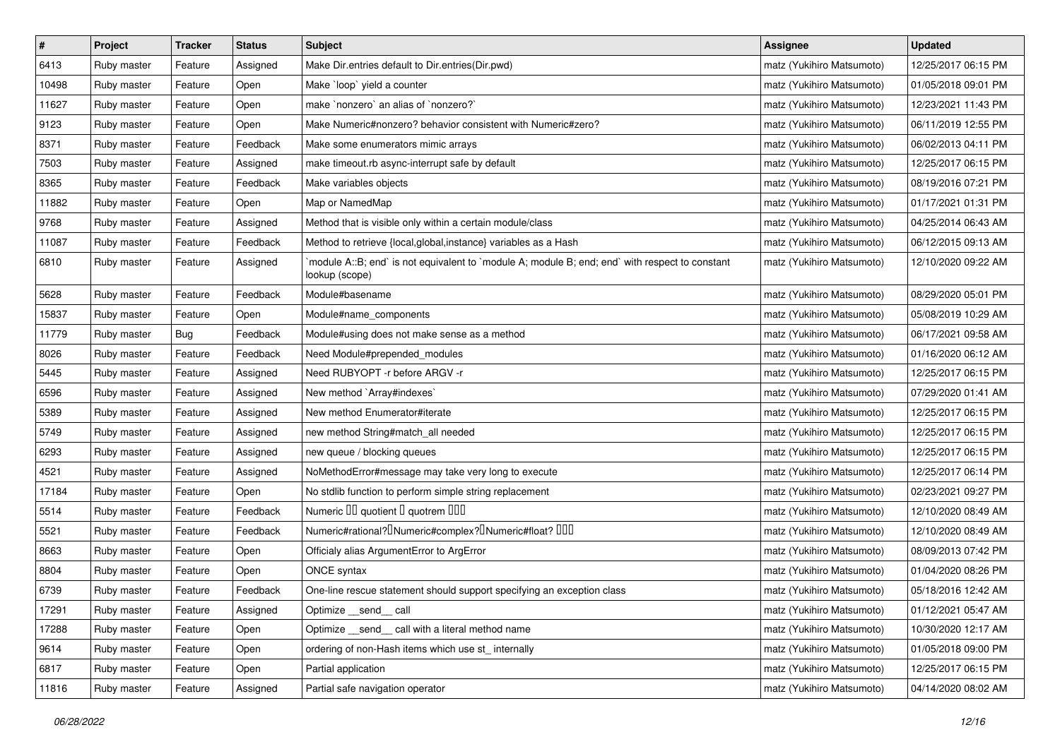| # | Project | Tracker | Status | Subject | Assignee | Updated |
|---|---|---|---|---|---|---|
| 6413 | Ruby master | Feature | Assigned | Make Dir.entries default to Dir.entries(Dir.pwd) | matz (Yukihiro Matsumoto) | 12/25/2017 06:15 PM |
| 10498 | Ruby master | Feature | Open | Make `loop` yield a counter | matz (Yukihiro Matsumoto) | 01/05/2018 09:01 PM |
| 11627 | Ruby master | Feature | Open | make `nonzero` an alias of `nonzero?` | matz (Yukihiro Matsumoto) | 12/23/2021 11:43 PM |
| 9123 | Ruby master | Feature | Open | Make Numeric#nonzero? behavior consistent with Numeric#zero? | matz (Yukihiro Matsumoto) | 06/11/2019 12:55 PM |
| 8371 | Ruby master | Feature | Feedback | Make some enumerators mimic arrays | matz (Yukihiro Matsumoto) | 06/02/2013 04:11 PM |
| 7503 | Ruby master | Feature | Assigned | make timeout.rb async-interrupt safe by default | matz (Yukihiro Matsumoto) | 12/25/2017 06:15 PM |
| 8365 | Ruby master | Feature | Feedback | Make variables objects | matz (Yukihiro Matsumoto) | 08/19/2016 07:21 PM |
| 11882 | Ruby master | Feature | Open | Map or NamedMap | matz (Yukihiro Matsumoto) | 01/17/2021 01:31 PM |
| 9768 | Ruby master | Feature | Assigned | Method that is visible only within a certain module/class | matz (Yukihiro Matsumoto) | 04/25/2014 06:43 AM |
| 11087 | Ruby master | Feature | Feedback | Method to retrieve {local,global,instance} variables as a Hash | matz (Yukihiro Matsumoto) | 06/12/2015 09:13 AM |
| 6810 | Ruby master | Feature | Assigned | `module A::B; end` is not equivalent to `module A; module B; end; end` with respect to constant lookup (scope) | matz (Yukihiro Matsumoto) | 12/10/2020 09:22 AM |
| 5628 | Ruby master | Feature | Feedback | Module#basename | matz (Yukihiro Matsumoto) | 08/29/2020 05:01 PM |
| 15837 | Ruby master | Feature | Open | Module#name_components | matz (Yukihiro Matsumoto) | 05/08/2019 10:29 AM |
| 11779 | Ruby master | Bug | Feedback | Module#using does not make sense as a method | matz (Yukihiro Matsumoto) | 06/17/2021 09:58 AM |
| 8026 | Ruby master | Feature | Feedback | Need Module#prepended_modules | matz (Yukihiro Matsumoto) | 01/16/2020 06:12 AM |
| 5445 | Ruby master | Feature | Assigned | Need RUBYOPT -r before ARGV -r | matz (Yukihiro Matsumoto) | 12/25/2017 06:15 PM |
| 6596 | Ruby master | Feature | Assigned | New method `Array#indexes` | matz (Yukihiro Matsumoto) | 07/29/2020 01:41 AM |
| 5389 | Ruby master | Feature | Assigned | New method Enumerator#iterate | matz (Yukihiro Matsumoto) | 12/25/2017 06:15 PM |
| 5749 | Ruby master | Feature | Assigned | new method String#match_all needed | matz (Yukihiro Matsumoto) | 12/25/2017 06:15 PM |
| 6293 | Ruby master | Feature | Assigned | new queue / blocking queues | matz (Yukihiro Matsumoto) | 12/25/2017 06:15 PM |
| 4521 | Ruby master | Feature | Assigned | NoMethodError#message may take very long to execute | matz (Yukihiro Matsumoto) | 12/25/2017 06:14 PM |
| 17184 | Ruby master | Feature | Open | No stdlib function to perform simple string replacement | matz (Yukihiro Matsumoto) | 02/23/2021 09:27 PM |
| 5514 | Ruby master | Feature | Feedback | Numeric □□ quotient □ quotrem □□□ | matz (Yukihiro Matsumoto) | 12/10/2020 08:49 AM |
| 5521 | Ruby master | Feature | Feedback | Numeric#rational?□Numeric#complex?□Numeric#float? □□□ | matz (Yukihiro Matsumoto) | 12/10/2020 08:49 AM |
| 8663 | Ruby master | Feature | Open | Officialy alias ArgumentError to ArgError | matz (Yukihiro Matsumoto) | 08/09/2013 07:42 PM |
| 8804 | Ruby master | Feature | Open | ONCE syntax | matz (Yukihiro Matsumoto) | 01/04/2020 08:26 PM |
| 6739 | Ruby master | Feature | Feedback | One-line rescue statement should support specifying an exception class | matz (Yukihiro Matsumoto) | 05/18/2016 12:42 AM |
| 17291 | Ruby master | Feature | Assigned | Optimize __send__ call | matz (Yukihiro Matsumoto) | 01/12/2021 05:47 AM |
| 17288 | Ruby master | Feature | Open | Optimize __send__ call with a literal method name | matz (Yukihiro Matsumoto) | 10/30/2020 12:17 AM |
| 9614 | Ruby master | Feature | Open | ordering of non-Hash items which use st_ internally | matz (Yukihiro Matsumoto) | 01/05/2018 09:00 PM |
| 6817 | Ruby master | Feature | Open | Partial application | matz (Yukihiro Matsumoto) | 12/25/2017 06:15 PM |
| 11816 | Ruby master | Feature | Assigned | Partial safe navigation operator | matz (Yukihiro Matsumoto) | 04/14/2020 08:02 AM |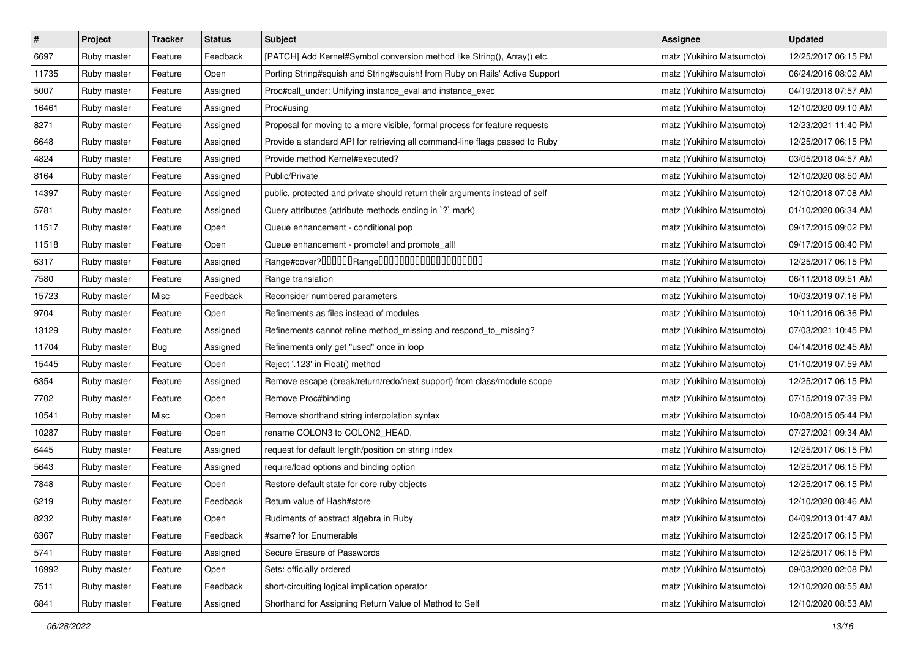| # | Project | Tracker | Status | Subject | Assignee | Updated |
|---|---|---|---|---|---|---|
| 6697 | Ruby master | Feature | Feedback | [PATCH] Add Kernel#Symbol conversion method like String(), Array() etc. | matz (Yukihiro Matsumoto) | 12/25/2017 06:15 PM |
| 11735 | Ruby master | Feature | Open | Porting String#squish and String#squish! from Ruby on Rails' Active Support | matz (Yukihiro Matsumoto) | 06/24/2016 08:02 AM |
| 5007 | Ruby master | Feature | Assigned | Proc#call_under: Unifying instance_eval and instance_exec | matz (Yukihiro Matsumoto) | 04/19/2018 07:57 AM |
| 16461 | Ruby master | Feature | Assigned | Proc#using | matz (Yukihiro Matsumoto) | 12/10/2020 09:10 AM |
| 8271 | Ruby master | Feature | Assigned | Proposal for moving to a more visible, formal process for feature requests | matz (Yukihiro Matsumoto) | 12/23/2021 11:40 PM |
| 6648 | Ruby master | Feature | Assigned | Provide a standard API for retrieving all command-line flags passed to Ruby | matz (Yukihiro Matsumoto) | 12/25/2017 06:15 PM |
| 4824 | Ruby master | Feature | Assigned | Provide method Kernel#executed? | matz (Yukihiro Matsumoto) | 03/05/2018 04:57 AM |
| 8164 | Ruby master | Feature | Assigned | Public/Private | matz (Yukihiro Matsumoto) | 12/10/2020 08:50 AM |
| 14397 | Ruby master | Feature | Assigned | public, protected and private should return their arguments instead of self | matz (Yukihiro Matsumoto) | 12/10/2018 07:08 AM |
| 5781 | Ruby master | Feature | Assigned | Query attributes (attribute methods ending in `?` mark) | matz (Yukihiro Matsumoto) | 01/10/2020 06:34 AM |
| 11517 | Ruby master | Feature | Open | Queue enhancement - conditional pop | matz (Yukihiro Matsumoto) | 09/17/2015 09:02 PM |
| 11518 | Ruby master | Feature | Open | Queue enhancement - promote! and promote_all! | matz (Yukihiro Matsumoto) | 09/17/2015 08:40 PM |
| 6317 | Ruby master | Feature | Assigned | Range#cover?������Range�������������������� | matz (Yukihiro Matsumoto) | 12/25/2017 06:15 PM |
| 7580 | Ruby master | Feature | Assigned | Range translation | matz (Yukihiro Matsumoto) | 06/11/2018 09:51 AM |
| 15723 | Ruby master | Misc | Feedback | Reconsider numbered parameters | matz (Yukihiro Matsumoto) | 10/03/2019 07:16 PM |
| 9704 | Ruby master | Feature | Open | Refinements as files instead of modules | matz (Yukihiro Matsumoto) | 10/11/2016 06:36 PM |
| 13129 | Ruby master | Feature | Assigned | Refinements cannot refine method_missing and respond_to_missing? | matz (Yukihiro Matsumoto) | 07/03/2021 10:45 PM |
| 11704 | Ruby master | Bug | Assigned | Refinements only get "used" once in loop | matz (Yukihiro Matsumoto) | 04/14/2016 02:45 AM |
| 15445 | Ruby master | Feature | Open | Reject '.123' in Float() method | matz (Yukihiro Matsumoto) | 01/10/2019 07:59 AM |
| 6354 | Ruby master | Feature | Assigned | Remove escape (break/return/redo/next support) from class/module scope | matz (Yukihiro Matsumoto) | 12/25/2017 06:15 PM |
| 7702 | Ruby master | Feature | Open | Remove Proc#binding | matz (Yukihiro Matsumoto) | 07/15/2019 07:39 PM |
| 10541 | Ruby master | Misc | Open | Remove shorthand string interpolation syntax | matz (Yukihiro Matsumoto) | 10/08/2015 05:44 PM |
| 10287 | Ruby master | Feature | Open | rename COLON3 to COLON2_HEAD. | matz (Yukihiro Matsumoto) | 07/27/2021 09:34 AM |
| 6445 | Ruby master | Feature | Assigned | request for default length/position on string index | matz (Yukihiro Matsumoto) | 12/25/2017 06:15 PM |
| 5643 | Ruby master | Feature | Assigned | require/load options and binding option | matz (Yukihiro Matsumoto) | 12/25/2017 06:15 PM |
| 7848 | Ruby master | Feature | Open | Restore default state for core ruby objects | matz (Yukihiro Matsumoto) | 12/25/2017 06:15 PM |
| 6219 | Ruby master | Feature | Feedback | Return value of Hash#store | matz (Yukihiro Matsumoto) | 12/10/2020 08:46 AM |
| 8232 | Ruby master | Feature | Open | Rudiments of abstract algebra in Ruby | matz (Yukihiro Matsumoto) | 04/09/2013 01:47 AM |
| 6367 | Ruby master | Feature | Feedback | #same? for Enumerable | matz (Yukihiro Matsumoto) | 12/25/2017 06:15 PM |
| 5741 | Ruby master | Feature | Assigned | Secure Erasure of Passwords | matz (Yukihiro Matsumoto) | 12/25/2017 06:15 PM |
| 16992 | Ruby master | Feature | Open | Sets: officially ordered | matz (Yukihiro Matsumoto) | 09/03/2020 02:08 PM |
| 7511 | Ruby master | Feature | Feedback | short-circuiting logical implication operator | matz (Yukihiro Matsumoto) | 12/10/2020 08:55 AM |
| 6841 | Ruby master | Feature | Assigned | Shorthand for Assigning Return Value of Method to Self | matz (Yukihiro Matsumoto) | 12/10/2020 08:53 AM |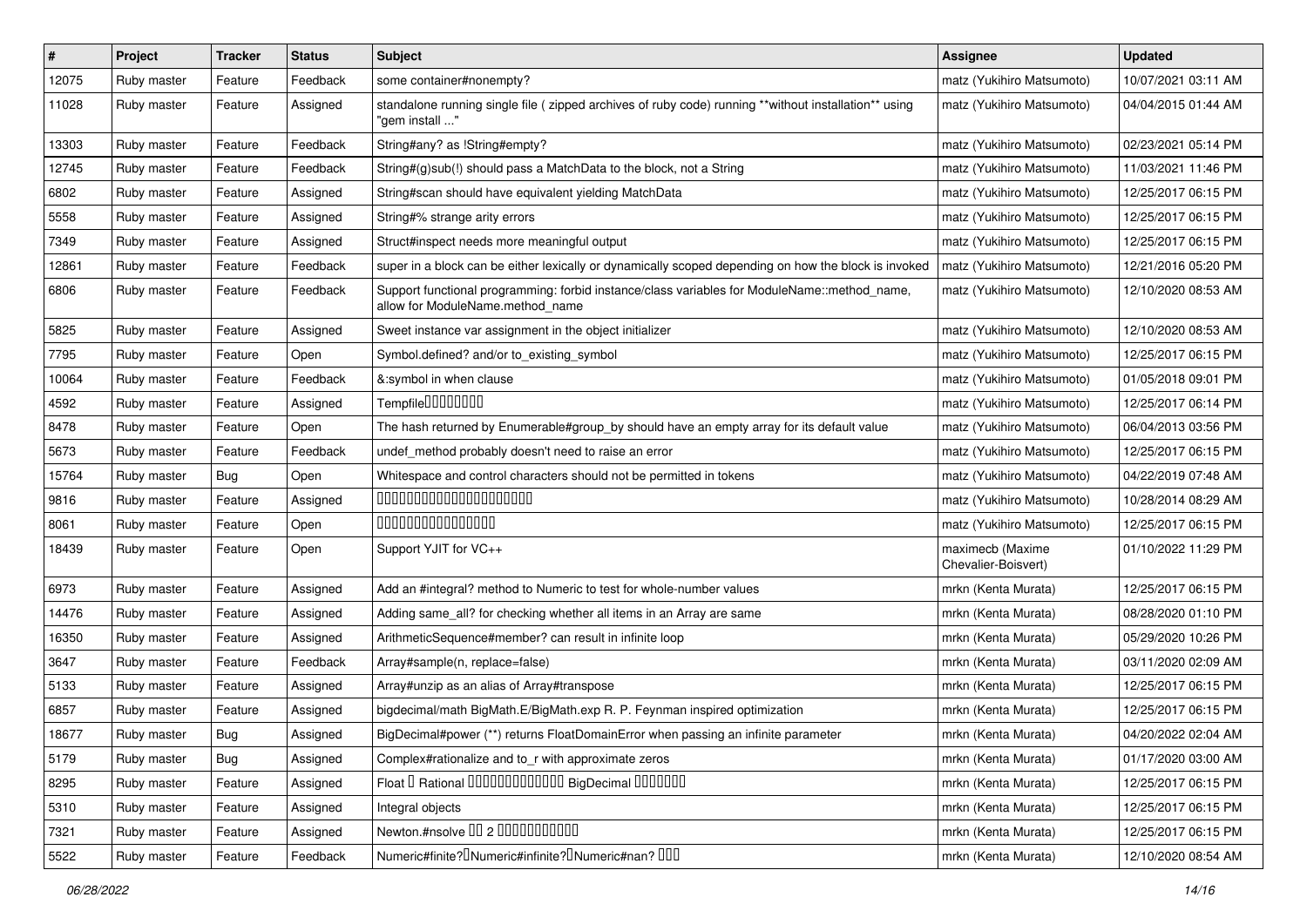| # | Project | Tracker | Status | Subject | Assignee | Updated |
|---|---|---|---|---|---|---|
| 12075 | Ruby master | Feature | Feedback | some container#nonempty? | matz (Yukihiro Matsumoto) | 10/07/2021 03:11 AM |
| 11028 | Ruby master | Feature | Assigned | standalone running single file ( zipped archives of ruby code) running **without installation** using "gem install ..." | matz (Yukihiro Matsumoto) | 04/04/2015 01:44 AM |
| 13303 | Ruby master | Feature | Feedback | String#any? as !String#empty? | matz (Yukihiro Matsumoto) | 02/23/2021 05:14 PM |
| 12745 | Ruby master | Feature | Feedback | String#(g)sub(!) should pass a MatchData to the block, not a String | matz (Yukihiro Matsumoto) | 11/03/2021 11:46 PM |
| 6802 | Ruby master | Feature | Assigned | String#scan should have equivalent yielding MatchData | matz (Yukihiro Matsumoto) | 12/25/2017 06:15 PM |
| 5558 | Ruby master | Feature | Assigned | String#% strange arity errors | matz (Yukihiro Matsumoto) | 12/25/2017 06:15 PM |
| 7349 | Ruby master | Feature | Assigned | Struct#inspect needs more meaningful output | matz (Yukihiro Matsumoto) | 12/25/2017 06:15 PM |
| 12861 | Ruby master | Feature | Feedback | super in a block can be either lexically or dynamically scoped depending on how the block is invoked | matz (Yukihiro Matsumoto) | 12/21/2016 05:20 PM |
| 6806 | Ruby master | Feature | Feedback | Support functional programming: forbid instance/class variables for ModuleName::method_name, allow for ModuleName.method_name | matz (Yukihiro Matsumoto) | 12/10/2020 08:53 AM |
| 5825 | Ruby master | Feature | Assigned | Sweet instance var assignment in the object initializer | matz (Yukihiro Matsumoto) | 12/10/2020 08:53 AM |
| 7795 | Ruby master | Feature | Open | Symbol.defined? and/or to_existing_symbol | matz (Yukihiro Matsumoto) | 12/25/2017 06:15 PM |
| 10064 | Ruby master | Feature | Feedback | &:symbol in when clause | matz (Yukihiro Matsumoto) | 01/05/2018 09:01 PM |
| 4592 | Ruby master | Feature | Assigned | Tempfile□□□□□□□□ | matz (Yukihiro Matsumoto) | 12/25/2017 06:14 PM |
| 8478 | Ruby master | Feature | Open | The hash returned by Enumerable#group_by should have an empty array for its default value | matz (Yukihiro Matsumoto) | 06/04/2013 03:56 PM |
| 5673 | Ruby master | Feature | Feedback | undef_method probably doesn't need to raise an error | matz (Yukihiro Matsumoto) | 12/25/2017 06:15 PM |
| 15764 | Ruby master | Bug | Open | Whitespace and control characters should not be permitted in tokens | matz (Yukihiro Matsumoto) | 04/22/2019 07:48 AM |
| 9816 | Ruby master | Feature | Assigned | □□□□□□□□□□□□□□□□□□□□□□ | matz (Yukihiro Matsumoto) | 10/28/2014 08:29 AM |
| 8061 | Ruby master | Feature | Open | □□□□□□□□□□□□□□□□ | matz (Yukihiro Matsumoto) | 12/25/2017 06:15 PM |
| 18439 | Ruby master | Feature | Open | Support YJIT for VC++ | maximecb (Maxime Chevalier-Boisvert) | 01/10/2022 11:29 PM |
| 6973 | Ruby master | Feature | Assigned | Add an #integral? method to Numeric to test for whole-number values | mrkn (Kenta Murata) | 12/25/2017 06:15 PM |
| 14476 | Ruby master | Feature | Assigned | Adding same_all? for checking whether all items in an Array are same | mrkn (Kenta Murata) | 08/28/2020 01:10 PM |
| 16350 | Ruby master | Feature | Assigned | ArithmeticSequence#member? can result in infinite loop | mrkn (Kenta Murata) | 05/29/2020 10:26 PM |
| 3647 | Ruby master | Feature | Feedback | Array#sample(n, replace=false) | mrkn (Kenta Murata) | 03/11/2020 02:09 AM |
| 5133 | Ruby master | Feature | Assigned | Array#unzip as an alias of Array#transpose | mrkn (Kenta Murata) | 12/25/2017 06:15 PM |
| 6857 | Ruby master | Feature | Assigned | bigdecimal/math BigMath.E/BigMath.exp R. P. Feynman inspired optimization | mrkn (Kenta Murata) | 12/25/2017 06:15 PM |
| 18677 | Ruby master | Bug | Assigned | BigDecimal#power (**) returns FloatDomainError when passing an infinite parameter | mrkn (Kenta Murata) | 04/20/2022 02:04 AM |
| 5179 | Ruby master | Bug | Assigned | Complex#rationalize and to_r with approximate zeros | mrkn (Kenta Murata) | 01/17/2020 03:00 AM |
| 8295 | Ruby master | Feature | Assigned | Float □ Rational □□□□□□□□□□□□□ BigDecimal □□□□□□□ | mrkn (Kenta Murata) | 12/25/2017 06:15 PM |
| 5310 | Ruby master | Feature | Assigned | Integral objects | mrkn (Kenta Murata) | 12/25/2017 06:15 PM |
| 7321 | Ruby master | Feature | Assigned | Newton.#nsolve □□ 2 □□□□□□□□□□□ | mrkn (Kenta Murata) | 12/25/2017 06:15 PM |
| 5522 | Ruby master | Feature | Feedback | Numeric#finite?□Numeric#infinite?□Numeric#nan? □□□ | mrkn (Kenta Murata) | 12/10/2020 08:54 AM |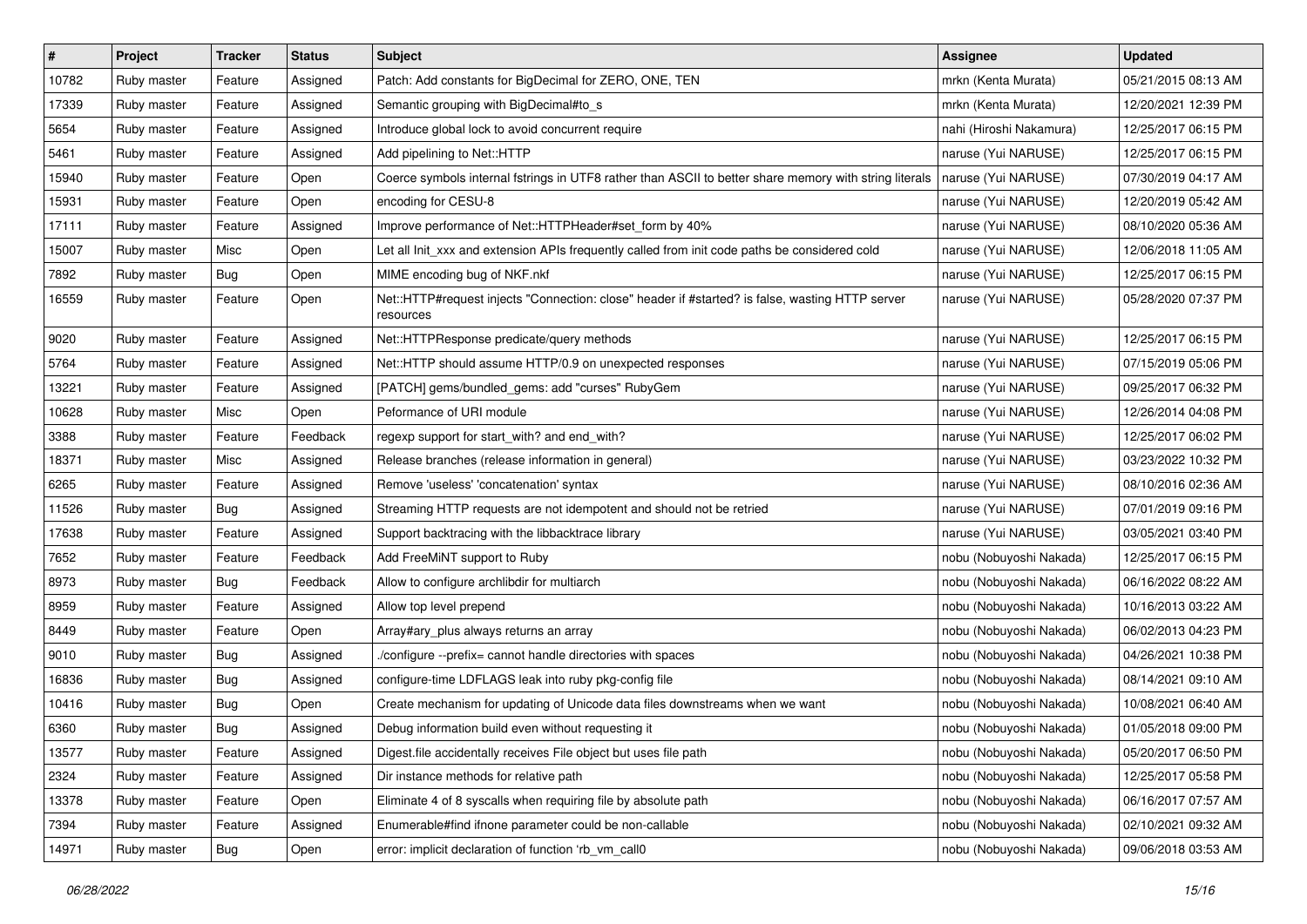| # | Project | Tracker | Status | Subject | Assignee | Updated |
|---|---|---|---|---|---|---|
| 10782 | Ruby master | Feature | Assigned | Patch: Add constants for BigDecimal for ZERO, ONE, TEN | mrkn (Kenta Murata) | 05/21/2015 08:13 AM |
| 17339 | Ruby master | Feature | Assigned | Semantic grouping with BigDecimal#to_s | mrkn (Kenta Murata) | 12/20/2021 12:39 PM |
| 5654 | Ruby master | Feature | Assigned | Introduce global lock to avoid concurrent require | nahi (Hiroshi Nakamura) | 12/25/2017 06:15 PM |
| 5461 | Ruby master | Feature | Assigned | Add pipelining to Net::HTTP | naruse (Yui NARUSE) | 12/25/2017 06:15 PM |
| 15940 | Ruby master | Feature | Open | Coerce symbols internal fstrings in UTF8 rather than ASCII to better share memory with string literals | naruse (Yui NARUSE) | 07/30/2019 04:17 AM |
| 15931 | Ruby master | Feature | Open | encoding for CESU-8 | naruse (Yui NARUSE) | 12/20/2019 05:42 AM |
| 17111 | Ruby master | Feature | Assigned | Improve performance of Net::HTTPHeader#set_form by 40% | naruse (Yui NARUSE) | 08/10/2020 05:36 AM |
| 15007 | Ruby master | Misc | Open | Let all Init_xxx and extension APIs frequently called from init code paths be considered cold | naruse (Yui NARUSE) | 12/06/2018 11:05 AM |
| 7892 | Ruby master | Bug | Open | MIME encoding bug of NKF.nkf | naruse (Yui NARUSE) | 12/25/2017 06:15 PM |
| 16559 | Ruby master | Feature | Open | Net::HTTP#request injects "Connection: close" header if #started? is false, wasting HTTP server resources | naruse (Yui NARUSE) | 05/28/2020 07:37 PM |
| 9020 | Ruby master | Feature | Assigned | Net::HTTPResponse predicate/query methods | naruse (Yui NARUSE) | 12/25/2017 06:15 PM |
| 5764 | Ruby master | Feature | Assigned | Net::HTTP should assume HTTP/0.9 on unexpected responses | naruse (Yui NARUSE) | 07/15/2019 05:06 PM |
| 13221 | Ruby master | Feature | Assigned | [PATCH] gems/bundled_gems: add "curses" RubyGem | naruse (Yui NARUSE) | 09/25/2017 06:32 PM |
| 10628 | Ruby master | Misc | Open | Peformance of URI module | naruse (Yui NARUSE) | 12/26/2014 04:08 PM |
| 3388 | Ruby master | Feature | Feedback | regexp support for start_with? and end_with? | naruse (Yui NARUSE) | 12/25/2017 06:02 PM |
| 18371 | Ruby master | Misc | Assigned | Release branches (release information in general) | naruse (Yui NARUSE) | 03/23/2022 10:32 PM |
| 6265 | Ruby master | Feature | Assigned | Remove 'useless' 'concatenation' syntax | naruse (Yui NARUSE) | 08/10/2016 02:36 AM |
| 11526 | Ruby master | Bug | Assigned | Streaming HTTP requests are not idempotent and should not be retried | naruse (Yui NARUSE) | 07/01/2019 09:16 PM |
| 17638 | Ruby master | Feature | Assigned | Support backtracing with the libbacktrace library | naruse (Yui NARUSE) | 03/05/2021 03:40 PM |
| 7652 | Ruby master | Feature | Feedback | Add FreeMiNT support to Ruby | nobu (Nobuyoshi Nakada) | 12/25/2017 06:15 PM |
| 8973 | Ruby master | Bug | Feedback | Allow to configure archlibdir for multiarch | nobu (Nobuyoshi Nakada) | 06/16/2022 08:22 AM |
| 8959 | Ruby master | Feature | Assigned | Allow top level prepend | nobu (Nobuyoshi Nakada) | 10/16/2013 03:22 AM |
| 8449 | Ruby master | Feature | Open | Array#ary_plus always returns an array | nobu (Nobuyoshi Nakada) | 06/02/2013 04:23 PM |
| 9010 | Ruby master | Bug | Assigned | ./configure --prefix= cannot handle directories with spaces | nobu (Nobuyoshi Nakada) | 04/26/2021 10:38 PM |
| 16836 | Ruby master | Bug | Assigned | configure-time LDFLAGS leak into ruby pkg-config file | nobu (Nobuyoshi Nakada) | 08/14/2021 09:10 AM |
| 10416 | Ruby master | Bug | Open | Create mechanism for updating of Unicode data files downstreams when we want | nobu (Nobuyoshi Nakada) | 10/08/2021 06:40 AM |
| 6360 | Ruby master | Bug | Assigned | Debug information build even without requesting it | nobu (Nobuyoshi Nakada) | 01/05/2018 09:00 PM |
| 13577 | Ruby master | Feature | Assigned | Digest.file accidentally receives File object but uses file path | nobu (Nobuyoshi Nakada) | 05/20/2017 06:50 PM |
| 2324 | Ruby master | Feature | Assigned | Dir instance methods for relative path | nobu (Nobuyoshi Nakada) | 12/25/2017 05:58 PM |
| 13378 | Ruby master | Feature | Open | Eliminate 4 of 8 syscalls when requiring file by absolute path | nobu (Nobuyoshi Nakada) | 06/16/2017 07:57 AM |
| 7394 | Ruby master | Feature | Assigned | Enumerable#find ifnone parameter could be non-callable | nobu (Nobuyoshi Nakada) | 02/10/2021 09:32 AM |
| 14971 | Ruby master | Bug | Open | error: implicit declaration of function 'rb_vm_call0 | nobu (Nobuyoshi Nakada) | 09/06/2018 03:53 AM |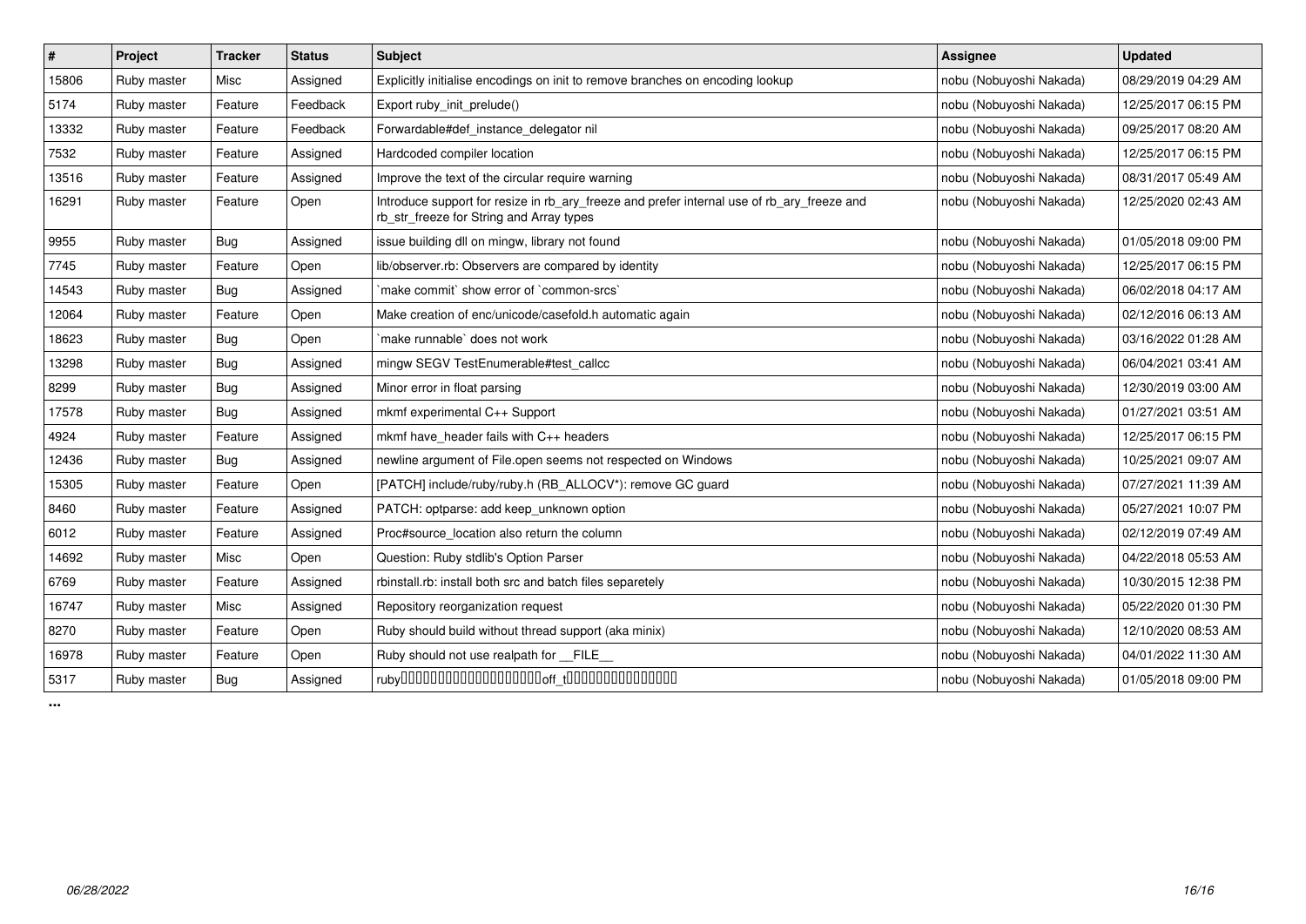| # | Project | Tracker | Status | Subject | Assignee | Updated |
|---|---|---|---|---|---|---|
| 15806 | Ruby master | Misc | Assigned | Explicitly initialise encodings on init to remove branches on encoding lookup | nobu (Nobuyoshi Nakada) | 08/29/2019 04:29 AM |
| 5174 | Ruby master | Feature | Feedback | Export ruby_init_prelude() | nobu (Nobuyoshi Nakada) | 12/25/2017 06:15 PM |
| 13332 | Ruby master | Feature | Feedback | Forwardable#def_instance_delegator nil | nobu (Nobuyoshi Nakada) | 09/25/2017 08:20 AM |
| 7532 | Ruby master | Feature | Assigned | Hardcoded compiler location | nobu (Nobuyoshi Nakada) | 12/25/2017 06:15 PM |
| 13516 | Ruby master | Feature | Assigned | Improve the text of the circular require warning | nobu (Nobuyoshi Nakada) | 08/31/2017 05:49 AM |
| 16291 | Ruby master | Feature | Open | Introduce support for resize in rb_ary_freeze and prefer internal use of rb_ary_freeze and rb_str_freeze for String and Array types | nobu (Nobuyoshi Nakada) | 12/25/2020 02:43 AM |
| 9955 | Ruby master | Bug | Assigned | issue building dll on mingw, library not found | nobu (Nobuyoshi Nakada) | 01/05/2018 09:00 PM |
| 7745 | Ruby master | Feature | Open | lib/observer.rb: Observers are compared by identity | nobu (Nobuyoshi Nakada) | 12/25/2017 06:15 PM |
| 14543 | Ruby master | Bug | Assigned | `make commit` show error of `common-srcs` | nobu (Nobuyoshi Nakada) | 06/02/2018 04:17 AM |
| 12064 | Ruby master | Feature | Open | Make creation of enc/unicode/casefold.h automatic again | nobu (Nobuyoshi Nakada) | 02/12/2016 06:13 AM |
| 18623 | Ruby master | Bug | Open | `make runnable` does not work | nobu (Nobuyoshi Nakada) | 03/16/2022 01:28 AM |
| 13298 | Ruby master | Bug | Assigned | mingw SEGV TestEnumerable#test_callcc | nobu (Nobuyoshi Nakada) | 06/04/2021 03:41 AM |
| 8299 | Ruby master | Bug | Assigned | Minor error in float parsing | nobu (Nobuyoshi Nakada) | 12/30/2019 03:00 AM |
| 17578 | Ruby master | Bug | Assigned | mkmf experimental C++ Support | nobu (Nobuyoshi Nakada) | 01/27/2021 03:51 AM |
| 4924 | Ruby master | Feature | Assigned | mkmf have_header fails with C++ headers | nobu (Nobuyoshi Nakada) | 12/25/2017 06:15 PM |
| 12436 | Ruby master | Bug | Assigned | newline argument of File.open seems not respected on Windows | nobu (Nobuyoshi Nakada) | 10/25/2021 09:07 AM |
| 15305 | Ruby master | Feature | Open | [PATCH] include/ruby/ruby.h (RB_ALLOCV*): remove GC guard | nobu (Nobuyoshi Nakada) | 07/27/2021 11:39 AM |
| 8460 | Ruby master | Feature | Assigned | PATCH: optparse: add keep_unknown option | nobu (Nobuyoshi Nakada) | 05/27/2021 10:07 PM |
| 6012 | Ruby master | Feature | Assigned | Proc#source_location also return the column | nobu (Nobuyoshi Nakada) | 02/12/2019 07:49 AM |
| 14692 | Ruby master | Misc | Open | Question: Ruby stdlib's Option Parser | nobu (Nobuyoshi Nakada) | 04/22/2018 05:53 AM |
| 6769 | Ruby master | Feature | Assigned | rbinstall.rb: install both src and batch files separetely | nobu (Nobuyoshi Nakada) | 10/30/2015 12:38 PM |
| 16747 | Ruby master | Misc | Assigned | Repository reorganization request | nobu (Nobuyoshi Nakada) | 05/22/2020 01:30 PM |
| 8270 | Ruby master | Feature | Open | Ruby should build without thread support (aka minix) | nobu (Nobuyoshi Nakada) | 12/10/2020 08:53 AM |
| 16978 | Ruby master | Feature | Open | Ruby should not use realpath for __FILE__ | nobu (Nobuyoshi Nakada) | 04/01/2022 11:30 AM |
| 5317 | Ruby master | Bug | Assigned | ruby□□□□□□□□□□□□□□□□□□□□off_t□□□□□□□□□□□□□□□□ | nobu (Nobuyoshi Nakada) | 01/05/2018 09:00 PM |

...